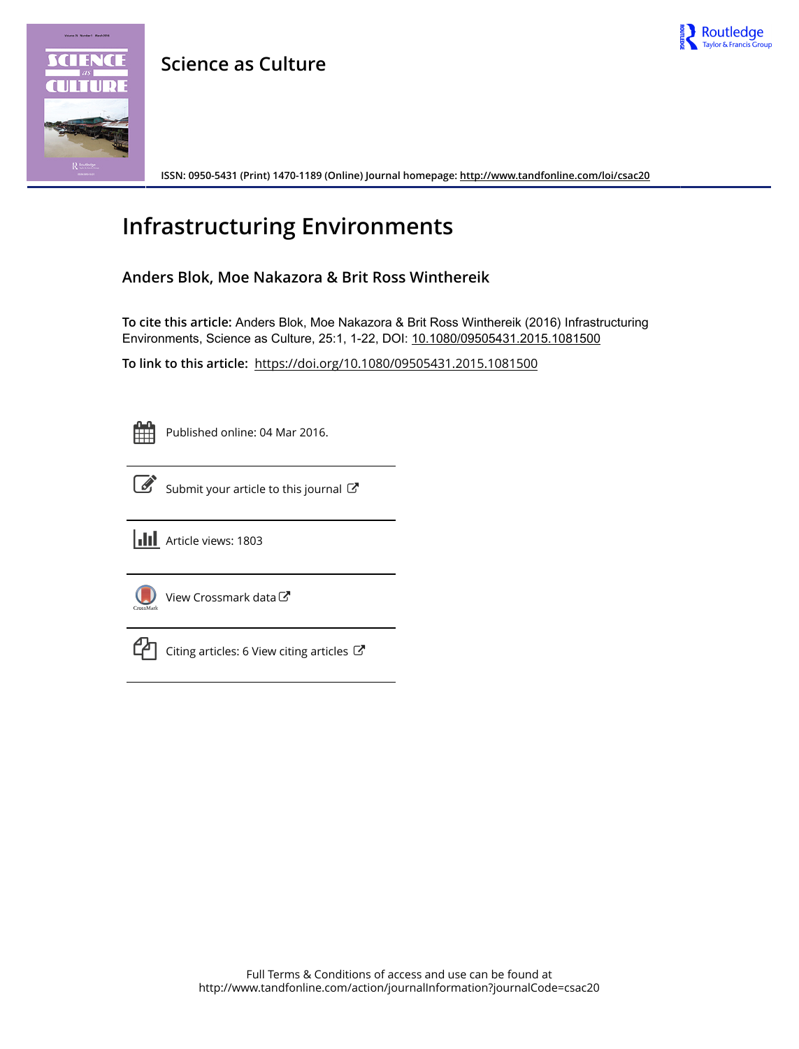Science as Culture

ISSN: 0950-5431 (Print) 1470-1189 (Online) Journal homepage: http://www.tandfonline.com/loi/csac20

# Infrastructuring Environments

## Anders Blok, Moe Nakazora & Brit Ross Winthereik

**To cite this article:** Anders Blok, Moe Nakazora & Brit Ross Winthereik (2016) Infrastructuring Environments, Science as Culture, 25:1, 1-22, DOI: 10.1080/09505431.2015.1081500

**To link to this article:** https://doi.org/10.1080/09505431.2015.1081500

Published online: 04 Mar 2016.

Submit your article to this journal

Article views: 1803

View Crossmark data

Citing articles: 6 View citing articles

Full Terms & Conditions of access and use can be found at
http://www.tandfonline.com/action/journalInformation?journalCode=csac20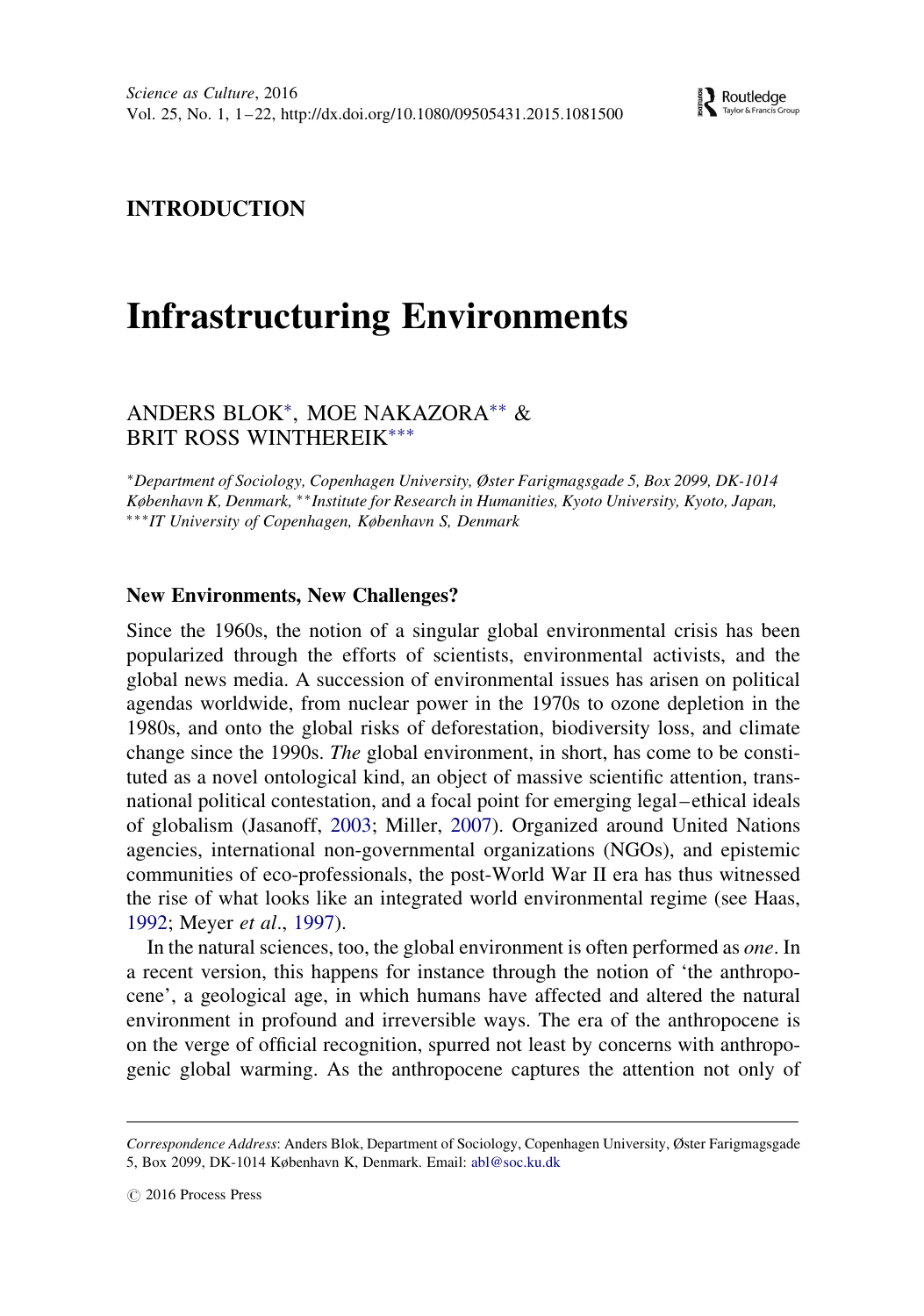# INTRODUCTION

# Infrastructuring Environments

ANDERS BLOK*, MOE NAKAZORA** & BRIT ROSS WINTHEREIK***

*Department of Sociology, Copenhagen University, Øster Farigmagsgade 5, Box 2099, DK-1014 København K, Denmark, **Institute for Research in Humanities, Kyoto University, Kyoto, Japan, ***IT University of Copenhagen, København S, Denmark

## New Environments, New Challenges?

Since the 1960s, the notion of a singular global environmental crisis has been popularized through the efforts of scientists, environmental activists, and the global news media. A succession of environmental issues has arisen on political agendas worldwide, from nuclear power in the 1970s to ozone depletion in the 1980s, and onto the global risks of deforestation, biodiversity loss, and climate change since the 1990s. *The* global environment, in short, has come to be constituted as a novel ontological kind, an object of massive scientific attention, transnational political contestation, and a focal point for emerging legal–ethical ideals of globalism (Jasanoff, 2003; Miller, 2007). Organized around United Nations agencies, international non-governmental organizations (NGOs), and epistemic communities of eco-professionals, the post-World War II era has thus witnessed the rise of what looks like an integrated world environmental regime (see Haas, 1992; Meyer *et al*., 1997).

In the natural sciences, too, the global environment is often performed as *one*. In a recent version, this happens for instance through the notion of 'the anthropocene', a geological age, in which humans have affected and altered the natural environment in profound and irreversible ways. The era of the anthropocene is on the verge of official recognition, spurred not least by concerns with anthropogenic global warming. As the anthropocene captures the attention not only of

---

*Correspondence Address*: Anders Blok, Department of Sociology, Copenhagen University, Øster Farigmagsgade 5, Box 2099, DK-1014 København K, Denmark. Email: abl@soc.ku.dk

© 2016 Process Press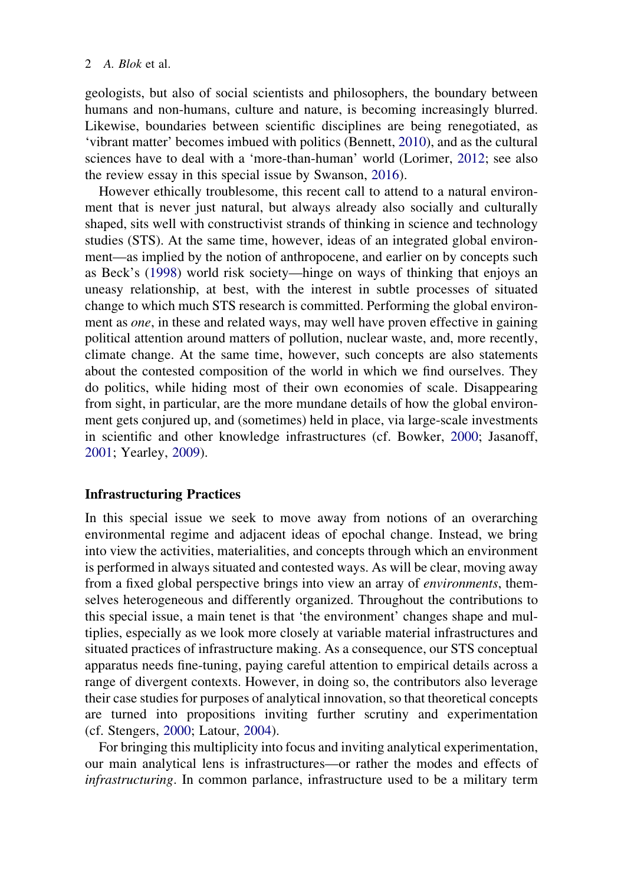geologists, but also of social scientists and philosophers, the boundary between humans and non-humans, culture and nature, is becoming increasingly blurred. Likewise, boundaries between scientific disciplines are being renegotiated, as 'vibrant matter' becomes imbued with politics (Bennett, 2010), and as the cultural sciences have to deal with a 'more-than-human' world (Lorimer, 2012; see also the review essay in this special issue by Swanson, 2016).

However ethically troublesome, this recent call to attend to a natural environment that is never just natural, but always already also socially and culturally shaped, sits well with constructivist strands of thinking in science and technology studies (STS). At the same time, however, ideas of an integrated global environment—as implied by the notion of anthropocene, and earlier on by concepts such as Beck's (1998) world risk society—hinge on ways of thinking that enjoys an uneasy relationship, at best, with the interest in subtle processes of situated change to which much STS research is committed. Performing the global environment as *one*, in these and related ways, may well have proven effective in gaining political attention around matters of pollution, nuclear waste, and, more recently, climate change. At the same time, however, such concepts are also statements about the contested composition of the world in which we find ourselves. They do politics, while hiding most of their own economies of scale. Disappearing from sight, in particular, are the more mundane details of how the global environment gets conjured up, and (sometimes) held in place, via large-scale investments in scientific and other knowledge infrastructures (cf. Bowker, 2000; Jasanoff, 2001; Yearley, 2009).

## Infrastructuring Practices

In this special issue we seek to move away from notions of an overarching environmental regime and adjacent ideas of epochal change. Instead, we bring into view the activities, materialities, and concepts through which an environment is performed in always situated and contested ways. As will be clear, moving away from a fixed global perspective brings into view an array of *environments*, themselves heterogeneous and differently organized. Throughout the contributions to this special issue, a main tenet is that 'the environment' changes shape and multiplies, especially as we look more closely at variable material infrastructures and situated practices of infrastructure making. As a consequence, our STS conceptual apparatus needs fine-tuning, paying careful attention to empirical details across a range of divergent contexts. However, in doing so, the contributors also leverage their case studies for purposes of analytical innovation, so that theoretical concepts are turned into propositions inviting further scrutiny and experimentation (cf. Stengers, 2000; Latour, 2004).

For bringing this multiplicity into focus and inviting analytical experimentation, our main analytical lens is infrastructures—or rather the modes and effects of *infrastructuring*. In common parlance, infrastructure used to be a military term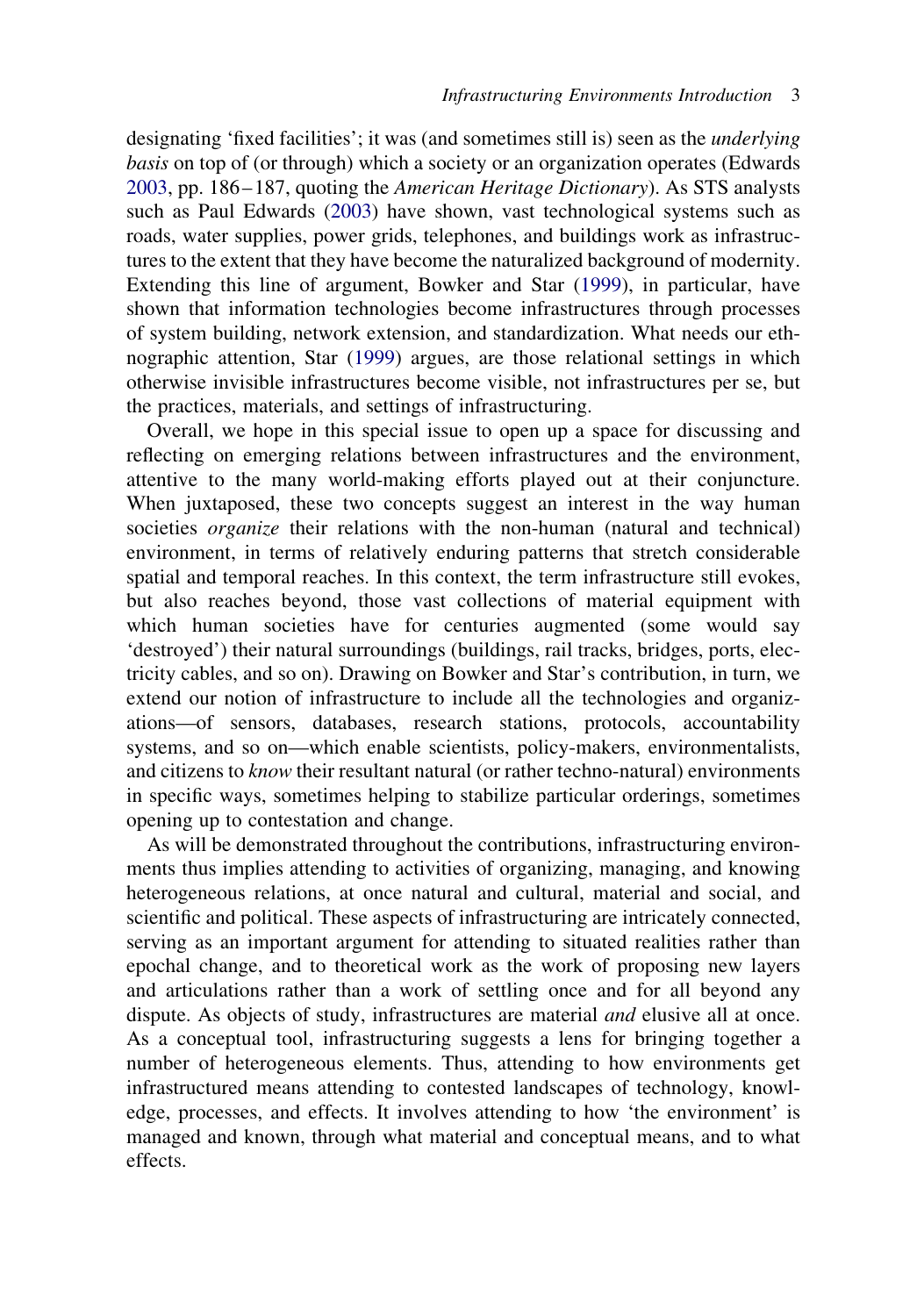designating 'fixed facilities'; it was (and sometimes still is) seen as the *underlying basis* on top of (or through) which a society or an organization operates (Edwards 2003, pp. 186–187, quoting the *American Heritage Dictionary*). As STS analysts such as Paul Edwards (2003) have shown, vast technological systems such as roads, water supplies, power grids, telephones, and buildings work as infrastructures to the extent that they have become the naturalized background of modernity. Extending this line of argument, Bowker and Star (1999), in particular, have shown that information technologies become infrastructures through processes of system building, network extension, and standardization. What needs our ethnographic attention, Star (1999) argues, are those relational settings in which otherwise invisible infrastructures become visible, not infrastructures per se, but the practices, materials, and settings of infrastructuring.

Overall, we hope in this special issue to open up a space for discussing and reflecting on emerging relations between infrastructures and the environment, attentive to the many world-making efforts played out at their conjuncture. When juxtaposed, these two concepts suggest an interest in the way human societies *organize* their relations with the non-human (natural and technical) environment, in terms of relatively enduring patterns that stretch considerable spatial and temporal reaches. In this context, the term infrastructure still evokes, but also reaches beyond, those vast collections of material equipment with which human societies have for centuries augmented (some would say 'destroyed') their natural surroundings (buildings, rail tracks, bridges, ports, electricity cables, and so on). Drawing on Bowker and Star's contribution, in turn, we extend our notion of infrastructure to include all the technologies and organizations—of sensors, databases, research stations, protocols, accountability systems, and so on—which enable scientists, policy-makers, environmentalists, and citizens to *know* their resultant natural (or rather techno-natural) environments in specific ways, sometimes helping to stabilize particular orderings, sometimes opening up to contestation and change.

As will be demonstrated throughout the contributions, infrastructuring environments thus implies attending to activities of organizing, managing, and knowing heterogeneous relations, at once natural and cultural, material and social, and scientific and political. These aspects of infrastructuring are intricately connected, serving as an important argument for attending to situated realities rather than epochal change, and to theoretical work as the work of proposing new layers and articulations rather than a work of settling once and for all beyond any dispute. As objects of study, infrastructures are material *and* elusive all at once. As a conceptual tool, infrastructuring suggests a lens for bringing together a number of heterogeneous elements. Thus, attending to how environments get infrastructured means attending to contested landscapes of technology, knowledge, processes, and effects. It involves attending to how 'the environment' is managed and known, through what material and conceptual means, and to what effects.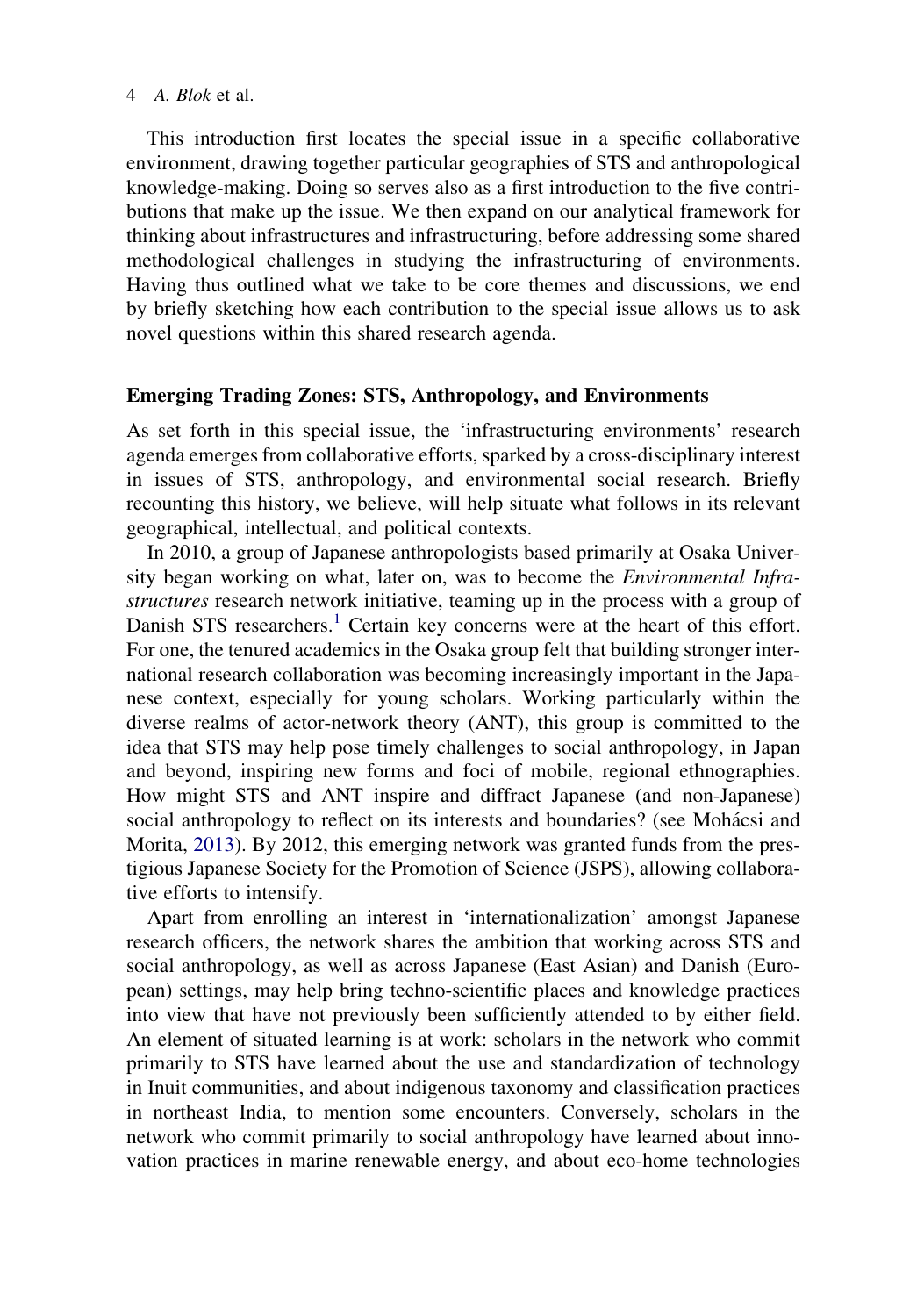This introduction first locates the special issue in a specific collaborative environment, drawing together particular geographies of STS and anthropological knowledge-making. Doing so serves also as a first introduction to the five contributions that make up the issue. We then expand on our analytical framework for thinking about infrastructures and infrastructuring, before addressing some shared methodological challenges in studying the infrastructuring of environments. Having thus outlined what we take to be core themes and discussions, we end by briefly sketching how each contribution to the special issue allows us to ask novel questions within this shared research agenda.

## Emerging Trading Zones: STS, Anthropology, and Environments

As set forth in this special issue, the 'infrastructuring environments' research agenda emerges from collaborative efforts, sparked by a cross-disciplinary interest in issues of STS, anthropology, and environmental social research. Briefly recounting this history, we believe, will help situate what follows in its relevant geographical, intellectual, and political contexts.

In 2010, a group of Japanese anthropologists based primarily at Osaka University began working on what, later on, was to become the *Environmental Infrastructures* research network initiative, teaming up in the process with a group of Danish STS researchers.[1] Certain key concerns were at the heart of this effort. For one, the tenured academics in the Osaka group felt that building stronger international research collaboration was becoming increasingly important in the Japanese context, especially for young scholars. Working particularly within the diverse realms of actor-network theory (ANT), this group is committed to the idea that STS may help pose timely challenges to social anthropology, in Japan and beyond, inspiring new forms and foci of mobile, regional ethnographies. How might STS and ANT inspire and diffract Japanese (and non-Japanese) social anthropology to reflect on its interests and boundaries? (see Mohácsi and Morita, 2013). By 2012, this emerging network was granted funds from the prestigious Japanese Society for the Promotion of Science (JSPS), allowing collaborative efforts to intensify.

Apart from enrolling an interest in 'internationalization' amongst Japanese research officers, the network shares the ambition that working across STS and social anthropology, as well as across Japanese (East Asian) and Danish (European) settings, may help bring techno-scientific places and knowledge practices into view that have not previously been sufficiently attended to by either field. An element of situated learning is at work: scholars in the network who commit primarily to STS have learned about the use and standardization of technology in Inuit communities, and about indigenous taxonomy and classification practices in northeast India, to mention some encounters. Conversely, scholars in the network who commit primarily to social anthropology have learned about innovation practices in marine renewable energy, and about eco-home technologies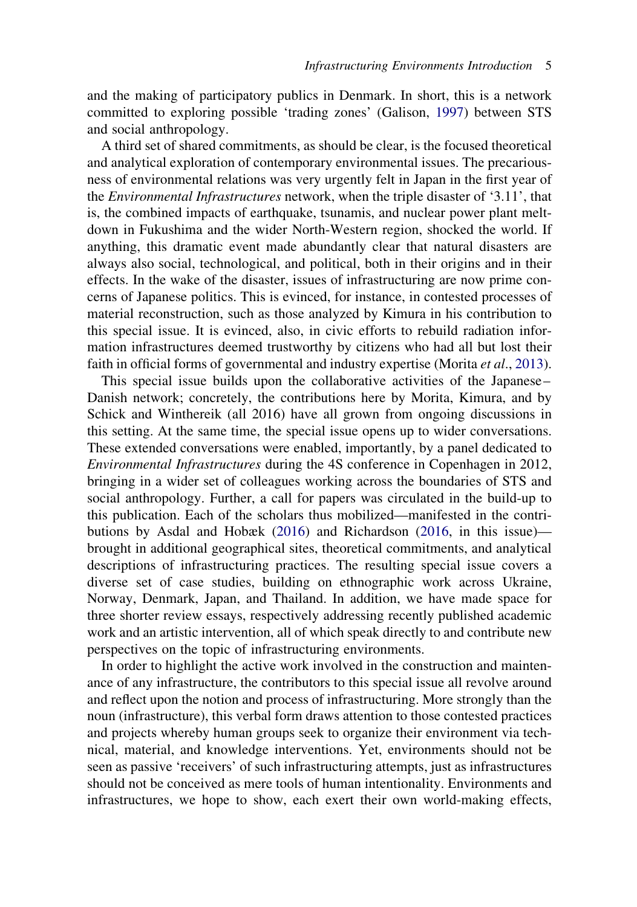and the making of participatory publics in Denmark. In short, this is a network committed to exploring possible 'trading zones' (Galison, 1997) between STS and social anthropology.

A third set of shared commitments, as should be clear, is the focused theoretical and analytical exploration of contemporary environmental issues. The precariousness of environmental relations was very urgently felt in Japan in the first year of the *Environmental Infrastructures* network, when the triple disaster of '3.11', that is, the combined impacts of earthquake, tsunamis, and nuclear power plant meltdown in Fukushima and the wider North-Western region, shocked the world. If anything, this dramatic event made abundantly clear that natural disasters are always also social, technological, and political, both in their origins and in their effects. In the wake of the disaster, issues of infrastructuring are now prime concerns of Japanese politics. This is evinced, for instance, in contested processes of material reconstruction, such as those analyzed by Kimura in his contribution to this special issue. It is evinced, also, in civic efforts to rebuild radiation information infrastructures deemed trustworthy by citizens who had all but lost their faith in official forms of governmental and industry expertise (Morita *et al*., 2013).

This special issue builds upon the collaborative activities of the Japanese–Danish network; concretely, the contributions here by Morita, Kimura, and by Schick and Winthereik (all 2016) have all grown from ongoing discussions in this setting. At the same time, the special issue opens up to wider conversations. These extended conversations were enabled, importantly, by a panel dedicated to *Environmental Infrastructures* during the 4S conference in Copenhagen in 2012, bringing in a wider set of colleagues working across the boundaries of STS and social anthropology. Further, a call for papers was circulated in the build-up to this publication. Each of the scholars thus mobilized—manifested in the contributions by Asdal and Hobæk (2016) and Richardson (2016, in this issue)—brought in additional geographical sites, theoretical commitments, and analytical descriptions of infrastructuring practices. The resulting special issue covers a diverse set of case studies, building on ethnographic work across Ukraine, Norway, Denmark, Japan, and Thailand. In addition, we have made space for three shorter review essays, respectively addressing recently published academic work and an artistic intervention, all of which speak directly to and contribute new perspectives on the topic of infrastructuring environments.

In order to highlight the active work involved in the construction and maintenance of any infrastructure, the contributors to this special issue all revolve around and reflect upon the notion and process of infrastructuring. More strongly than the noun (infrastructure), this verbal form draws attention to those contested practices and projects whereby human groups seek to organize their environment via technical, material, and knowledge interventions. Yet, environments should not be seen as passive 'receivers' of such infrastructuring attempts, just as infrastructures should not be conceived as mere tools of human intentionality. Environments and infrastructures, we hope to show, each exert their own world-making effects,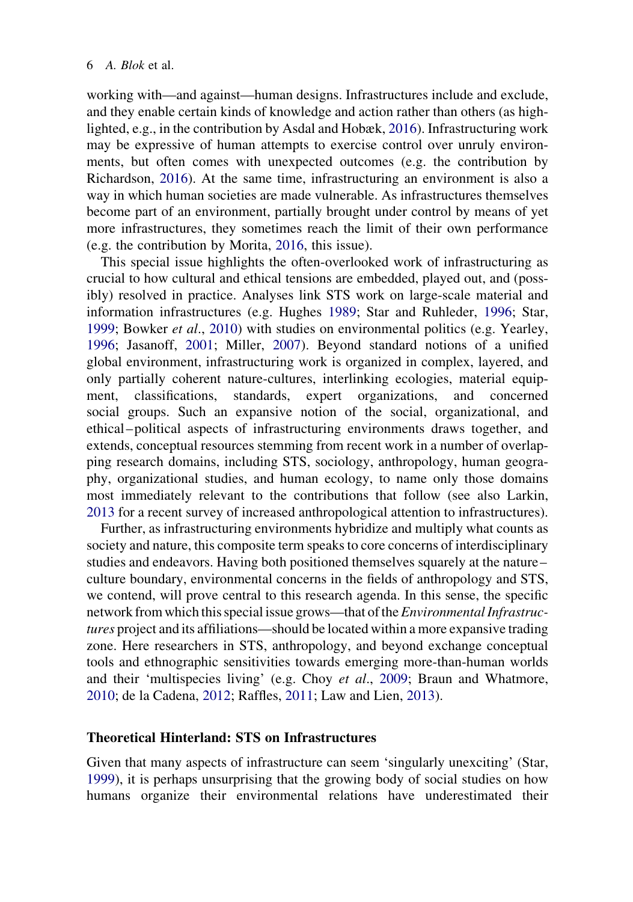working with—and against—human designs. Infrastructures include and exclude, and they enable certain kinds of knowledge and action rather than others (as highlighted, e.g., in the contribution by Asdal and Hobæk, 2016). Infrastructuring work may be expressive of human attempts to exercise control over unruly environments, but often comes with unexpected outcomes (e.g. the contribution by Richardson, 2016). At the same time, infrastructuring an environment is also a way in which human societies are made vulnerable. As infrastructures themselves become part of an environment, partially brought under control by means of yet more infrastructures, they sometimes reach the limit of their own performance (e.g. the contribution by Morita, 2016, this issue).

This special issue highlights the often-overlooked work of infrastructuring as crucial to how cultural and ethical tensions are embedded, played out, and (possibly) resolved in practice. Analyses link STS work on large-scale material and information infrastructures (e.g. Hughes 1989; Star and Ruhleder, 1996; Star, 1999; Bowker *et al*., 2010) with studies on environmental politics (e.g. Yearley, 1996; Jasanoff, 2001; Miller, 2007). Beyond standard notions of a unified global environment, infrastructuring work is organized in complex, layered, and only partially coherent nature-cultures, interlinking ecologies, material equipment, classifications, standards, expert organizations, and concerned social groups. Such an expansive notion of the social, organizational, and ethical–political aspects of infrastructuring environments draws together, and extends, conceptual resources stemming from recent work in a number of overlapping research domains, including STS, sociology, anthropology, human geography, organizational studies, and human ecology, to name only those domains most immediately relevant to the contributions that follow (see also Larkin, 2013 for a recent survey of increased anthropological attention to infrastructures).

Further, as infrastructuring environments hybridize and multiply what counts as society and nature, this composite term speaks to core concerns of interdisciplinary studies and endeavors. Having both positioned themselves squarely at the nature–culture boundary, environmental concerns in the fields of anthropology and STS, we contend, will prove central to this research agenda. In this sense, the specific network from which this special issue grows—that of the *Environmental Infrastructures* project and its affiliations—should be located within a more expansive trading zone. Here researchers in STS, anthropology, and beyond exchange conceptual tools and ethnographic sensitivities towards emerging more-than-human worlds and their 'multispecies living' (e.g. Choy *et al*., 2009; Braun and Whatmore, 2010; de la Cadena, 2012; Raffles, 2011; Law and Lien, 2013).

## Theoretical Hinterland: STS on Infrastructures

Given that many aspects of infrastructure can seem 'singularly unexciting' (Star, 1999), it is perhaps unsurprising that the growing body of social studies on how humans organize their environmental relations have underestimated their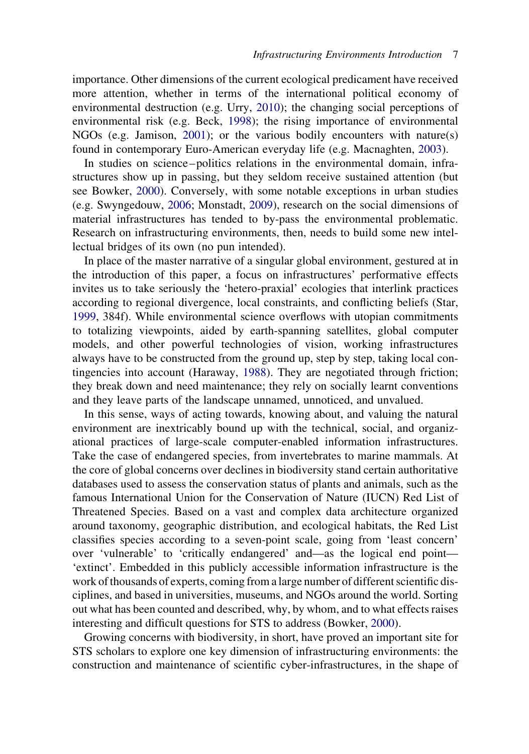importance. Other dimensions of the current ecological predicament have received more attention, whether in terms of the international political economy of environmental destruction (e.g. Urry, 2010); the changing social perceptions of environmental risk (e.g. Beck, 1998); the rising importance of environmental NGOs (e.g. Jamison, 2001); or the various bodily encounters with nature(s) found in contemporary Euro-American everyday life (e.g. Macnaghten, 2003).

In studies on science–politics relations in the environmental domain, infrastructures show up in passing, but they seldom receive sustained attention (but see Bowker, 2000). Conversely, with some notable exceptions in urban studies (e.g. Swyngedouw, 2006; Monstadt, 2009), research on the social dimensions of material infrastructures has tended to by-pass the environmental problematic. Research on infrastructuring environments, then, needs to build some new intellectual bridges of its own (no pun intended).

In place of the master narrative of a singular global environment, gestured at in the introduction of this paper, a focus on infrastructures' performative effects invites us to take seriously the 'hetero-praxial' ecologies that interlink practices according to regional divergence, local constraints, and conflicting beliefs (Star, 1999, 384f). While environmental science overflows with utopian commitments to totalizing viewpoints, aided by earth-spanning satellites, global computer models, and other powerful technologies of vision, working infrastructures always have to be constructed from the ground up, step by step, taking local contingencies into account (Haraway, 1988). They are negotiated through friction; they break down and need maintenance; they rely on socially learnt conventions and they leave parts of the landscape unnamed, unnoticed, and unvalued.

In this sense, ways of acting towards, knowing about, and valuing the natural environment are inextricably bound up with the technical, social, and organizational practices of large-scale computer-enabled information infrastructures. Take the case of endangered species, from invertebrates to marine mammals. At the core of global concerns over declines in biodiversity stand certain authoritative databases used to assess the conservation status of plants and animals, such as the famous International Union for the Conservation of Nature (IUCN) Red List of Threatened Species. Based on a vast and complex data architecture organized around taxonomy, geographic distribution, and ecological habitats, the Red List classifies species according to a seven-point scale, going from 'least concern' over 'vulnerable' to 'critically endangered' and—as the logical end point—'extinct'. Embedded in this publicly accessible information infrastructure is the work of thousands of experts, coming from a large number of different scientific disciplines, and based in universities, museums, and NGOs around the world. Sorting out what has been counted and described, why, by whom, and to what effects raises interesting and difficult questions for STS to address (Bowker, 2000).

Growing concerns with biodiversity, in short, have proved an important site for STS scholars to explore one key dimension of infrastructuring environments: the construction and maintenance of scientific cyber-infrastructures, in the shape of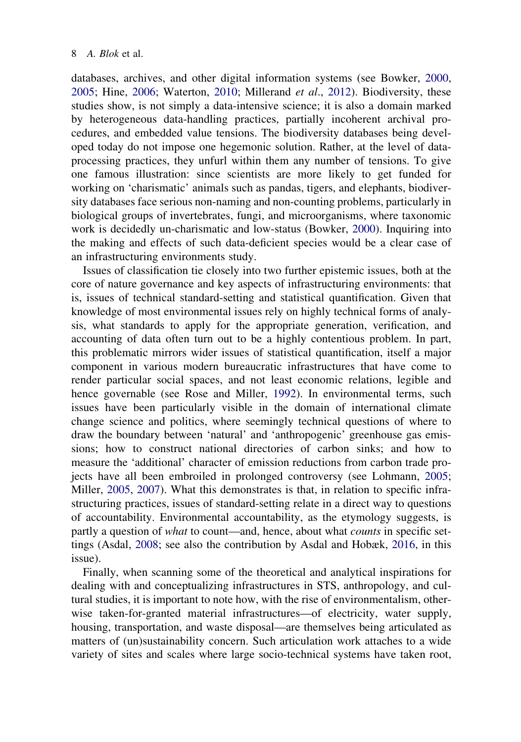databases, archives, and other digital information systems (see Bowker, 2000, 2005; Hine, 2006; Waterton, 2010; Millerand *et al*., 2012). Biodiversity, these studies show, is not simply a data-intensive science; it is also a domain marked by heterogeneous data-handling practices, partially incoherent archival procedures, and embedded value tensions. The biodiversity databases being developed today do not impose one hegemonic solution. Rather, at the level of data-processing practices, they unfurl within them any number of tensions. To give one famous illustration: since scientists are more likely to get funded for working on 'charismatic' animals such as pandas, tigers, and elephants, biodiversity databases face serious non-naming and non-counting problems, particularly in biological groups of invertebrates, fungi, and microorganisms, where taxonomic work is decidedly un-charismatic and low-status (Bowker, 2000). Inquiring into the making and effects of such data-deficient species would be a clear case of an infrastructuring environments study.

Issues of classification tie closely into two further epistemic issues, both at the core of nature governance and key aspects of infrastructuring environments: that is, issues of technical standard-setting and statistical quantification. Given that knowledge of most environmental issues rely on highly technical forms of analysis, what standards to apply for the appropriate generation, verification, and accounting of data often turn out to be a highly contentious problem. In part, this problematic mirrors wider issues of statistical quantification, itself a major component in various modern bureaucratic infrastructures that have come to render particular social spaces, and not least economic relations, legible and hence governable (see Rose and Miller, 1992). In environmental terms, such issues have been particularly visible in the domain of international climate change science and politics, where seemingly technical questions of where to draw the boundary between 'natural' and 'anthropogenic' greenhouse gas emissions; how to construct national directories of carbon sinks; and how to measure the 'additional' character of emission reductions from carbon trade projects have all been embroiled in prolonged controversy (see Lohmann, 2005; Miller, 2005, 2007). What this demonstrates is that, in relation to specific infrastructuring practices, issues of standard-setting relate in a direct way to questions of accountability. Environmental accountability, as the etymology suggests, is partly a question of *what* to count—and, hence, about what *counts* in specific settings (Asdal, 2008; see also the contribution by Asdal and Hobæk, 2016, in this issue).

Finally, when scanning some of the theoretical and analytical inspirations for dealing with and conceptualizing infrastructures in STS, anthropology, and cultural studies, it is important to note how, with the rise of environmentalism, otherwise taken-for-granted material infrastructures—of electricity, water supply, housing, transportation, and waste disposal—are themselves being articulated as matters of (un)sustainability concern. Such articulation work attaches to a wide variety of sites and scales where large socio-technical systems have taken root,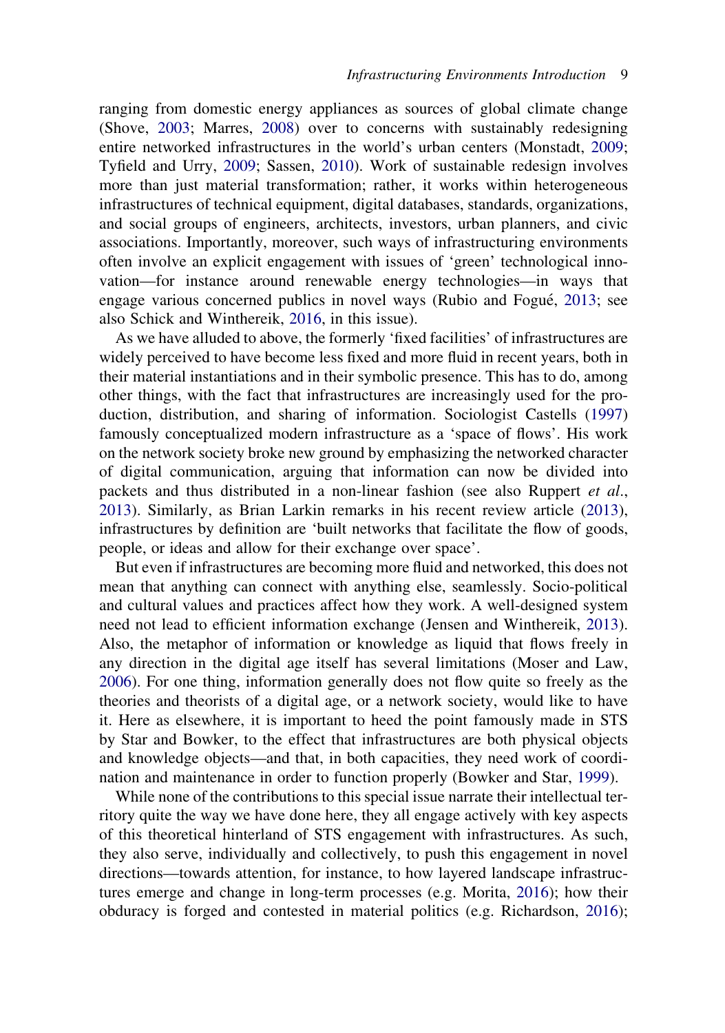ranging from domestic energy appliances as sources of global climate change (Shove, 2003; Marres, 2008) over to concerns with sustainably redesigning entire networked infrastructures in the world's urban centers (Monstadt, 2009; Tyfield and Urry, 2009; Sassen, 2010). Work of sustainable redesign involves more than just material transformation; rather, it works within heterogeneous infrastructures of technical equipment, digital databases, standards, organizations, and social groups of engineers, architects, investors, urban planners, and civic associations. Importantly, moreover, such ways of infrastructuring environments often involve an explicit engagement with issues of 'green' technological innovation—for instance around renewable energy technologies—in ways that engage various concerned publics in novel ways (Rubio and Fogué, 2013; see also Schick and Winthereik, 2016, in this issue).

As we have alluded to above, the formerly 'fixed facilities' of infrastructures are widely perceived to have become less fixed and more fluid in recent years, both in their material instantiations and in their symbolic presence. This has to do, among other things, with the fact that infrastructures are increasingly used for the production, distribution, and sharing of information. Sociologist Castells (1997) famously conceptualized modern infrastructure as a 'space of flows'. His work on the network society broke new ground by emphasizing the networked character of digital communication, arguing that information can now be divided into packets and thus distributed in a non-linear fashion (see also Ruppert *et al.*, 2013). Similarly, as Brian Larkin remarks in his recent review article (2013), infrastructures by definition are 'built networks that facilitate the flow of goods, people, or ideas and allow for their exchange over space'.

But even if infrastructures are becoming more fluid and networked, this does not mean that anything can connect with anything else, seamlessly. Socio-political and cultural values and practices affect how they work. A well-designed system need not lead to efficient information exchange (Jensen and Winthereik, 2013). Also, the metaphor of information or knowledge as liquid that flows freely in any direction in the digital age itself has several limitations (Moser and Law, 2006). For one thing, information generally does not flow quite so freely as the theories and theorists of a digital age, or a network society, would like to have it. Here as elsewhere, it is important to heed the point famously made in STS by Star and Bowker, to the effect that infrastructures are both physical objects and knowledge objects—and that, in both capacities, they need work of coordination and maintenance in order to function properly (Bowker and Star, 1999).

While none of the contributions to this special issue narrate their intellectual territory quite the way we have done here, they all engage actively with key aspects of this theoretical hinterland of STS engagement with infrastructures. As such, they also serve, individually and collectively, to push this engagement in novel directions—towards attention, for instance, to how layered landscape infrastructures emerge and change in long-term processes (e.g. Morita, 2016); how their obduracy is forged and contested in material politics (e.g. Richardson, 2016);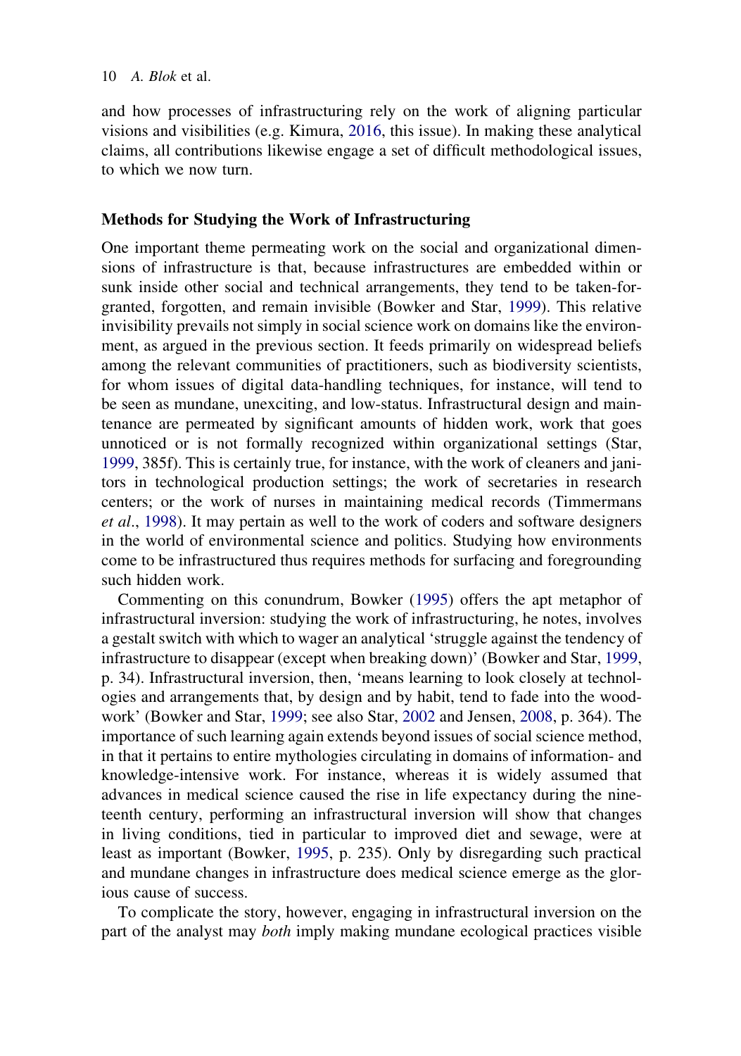and how processes of infrastructuring rely on the work of aligning particular visions and visibilities (e.g. Kimura, 2016, this issue). In making these analytical claims, all contributions likewise engage a set of difficult methodological issues, to which we now turn.

## Methods for Studying the Work of Infrastructuring

One important theme permeating work on the social and organizational dimensions of infrastructure is that, because infrastructures are embedded within or sunk inside other social and technical arrangements, they tend to be taken-for-granted, forgotten, and remain invisible (Bowker and Star, 1999). This relative invisibility prevails not simply in social science work on domains like the environment, as argued in the previous section. It feeds primarily on widespread beliefs among the relevant communities of practitioners, such as biodiversity scientists, for whom issues of digital data-handling techniques, for instance, will tend to be seen as mundane, unexciting, and low-status. Infrastructural design and maintenance are permeated by significant amounts of hidden work, work that goes unnoticed or is not formally recognized within organizational settings (Star, 1999, 385f). This is certainly true, for instance, with the work of cleaners and janitors in technological production settings; the work of secretaries in research centers; or the work of nurses in maintaining medical records (Timmermans *et al*., 1998). It may pertain as well to the work of coders and software designers in the world of environmental science and politics. Studying how environments come to be infrastructured thus requires methods for surfacing and foregrounding such hidden work.

Commenting on this conundrum, Bowker (1995) offers the apt metaphor of infrastructural inversion: studying the work of infrastructuring, he notes, involves a gestalt switch with which to wager an analytical 'struggle against the tendency of infrastructure to disappear (except when breaking down)' (Bowker and Star, 1999, p. 34). Infrastructural inversion, then, 'means learning to look closely at technologies and arrangements that, by design and by habit, tend to fade into the woodwork' (Bowker and Star, 1999; see also Star, 2002 and Jensen, 2008, p. 364). The importance of such learning again extends beyond issues of social science method, in that it pertains to entire mythologies circulating in domains of information- and knowledge-intensive work. For instance, whereas it is widely assumed that advances in medical science caused the rise in life expectancy during the nineteenth century, performing an infrastructural inversion will show that changes in living conditions, tied in particular to improved diet and sewage, were at least as important (Bowker, 1995, p. 235). Only by disregarding such practical and mundane changes in infrastructure does medical science emerge as the glorious cause of success.

To complicate the story, however, engaging in infrastructural inversion on the part of the analyst may *both* imply making mundane ecological practices visible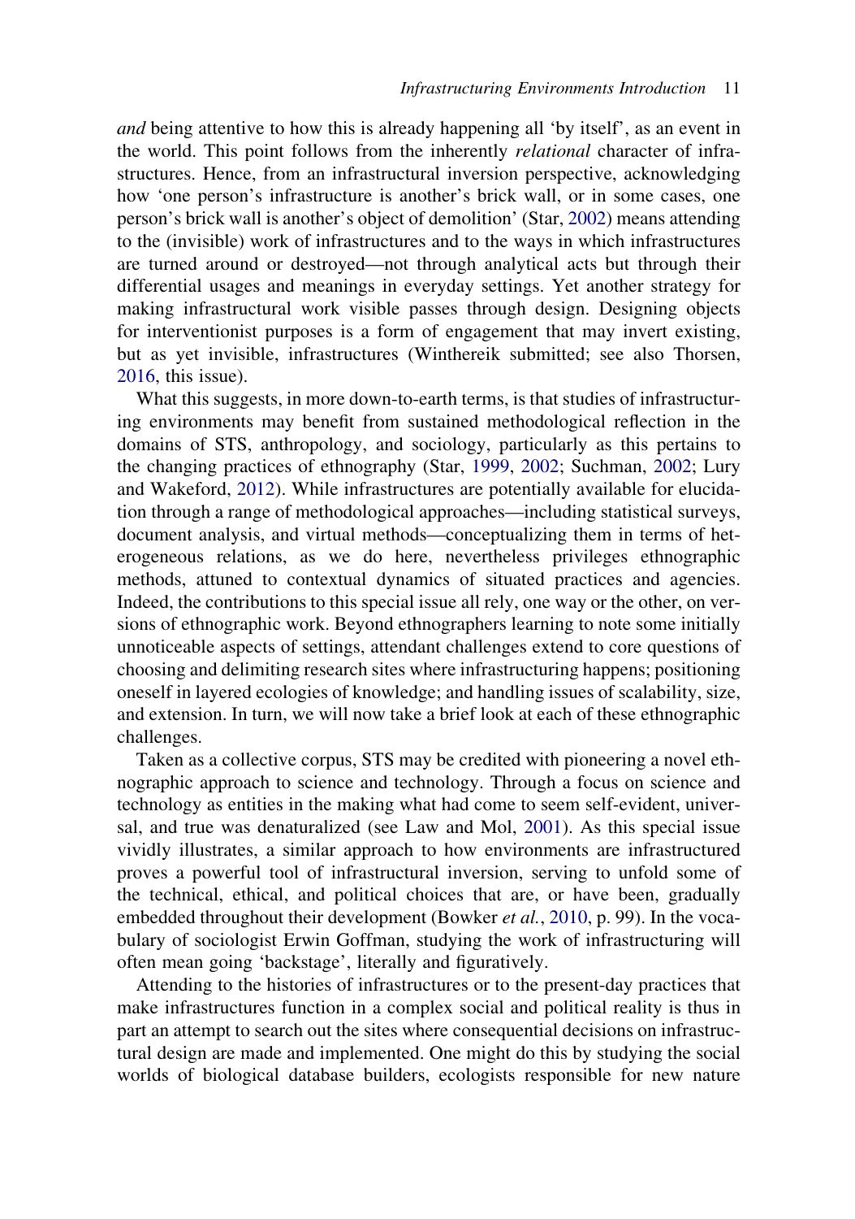*and* being attentive to how this is already happening all 'by itself', as an event in the world. This point follows from the inherently *relational* character of infrastructures. Hence, from an infrastructural inversion perspective, acknowledging how 'one person's infrastructure is another's brick wall, or in some cases, one person's brick wall is another's object of demolition' (Star, 2002) means attending to the (invisible) work of infrastructures and to the ways in which infrastructures are turned around or destroyed—not through analytical acts but through their differential usages and meanings in everyday settings. Yet another strategy for making infrastructural work visible passes through design. Designing objects for interventionist purposes is a form of engagement that may invert existing, but as yet invisible, infrastructures (Winthereik submitted; see also Thorsen, 2016, this issue).

What this suggests, in more down-to-earth terms, is that studies of infrastructuring environments may benefit from sustained methodological reflection in the domains of STS, anthropology, and sociology, particularly as this pertains to the changing practices of ethnography (Star, 1999, 2002; Suchman, 2002; Lury and Wakeford, 2012). While infrastructures are potentially available for elucidation through a range of methodological approaches—including statistical surveys, document analysis, and virtual methods—conceptualizing them in terms of heterogeneous relations, as we do here, nevertheless privileges ethnographic methods, attuned to contextual dynamics of situated practices and agencies. Indeed, the contributions to this special issue all rely, one way or the other, on versions of ethnographic work. Beyond ethnographers learning to note some initially unnoticeable aspects of settings, attendant challenges extend to core questions of choosing and delimiting research sites where infrastructuring happens; positioning oneself in layered ecologies of knowledge; and handling issues of scalability, size, and extension. In turn, we will now take a brief look at each of these ethnographic challenges.

Taken as a collective corpus, STS may be credited with pioneering a novel ethnographic approach to science and technology. Through a focus on science and technology as entities in the making what had come to seem self-evident, universal, and true was denaturalized (see Law and Mol, 2001). As this special issue vividly illustrates, a similar approach to how environments are infrastructured proves a powerful tool of infrastructural inversion, serving to unfold some of the technical, ethical, and political choices that are, or have been, gradually embedded throughout their development (Bowker *et al.*, 2010, p. 99). In the vocabulary of sociologist Erwin Goffman, studying the work of infrastructuring will often mean going 'backstage', literally and figuratively.

Attending to the histories of infrastructures or to the present-day practices that make infrastructures function in a complex social and political reality is thus in part an attempt to search out the sites where consequential decisions on infrastructural design are made and implemented. One might do this by studying the social worlds of biological database builders, ecologists responsible for new nature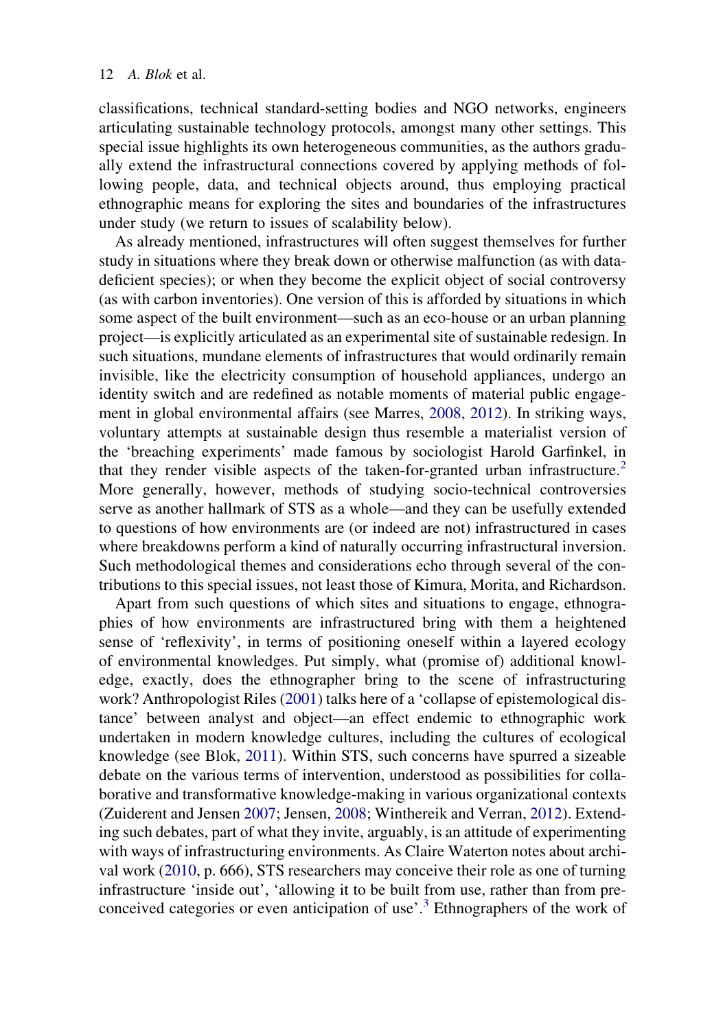classifications, technical standard-setting bodies and NGO networks, engineers articulating sustainable technology protocols, amongst many other settings. This special issue highlights its own heterogeneous communities, as the authors gradually extend the infrastructural connections covered by applying methods of following people, data, and technical objects around, thus employing practical ethnographic means for exploring the sites and boundaries of the infrastructures under study (we return to issues of scalability below).

As already mentioned, infrastructures will often suggest themselves for further study in situations where they break down or otherwise malfunction (as with data-deficient species); or when they become the explicit object of social controversy (as with carbon inventories). One version of this is afforded by situations in which some aspect of the built environment—such as an eco-house or an urban planning project—is explicitly articulated as an experimental site of sustainable redesign. In such situations, mundane elements of infrastructures that would ordinarily remain invisible, like the electricity consumption of household appliances, undergo an identity switch and are redefined as notable moments of material public engagement in global environmental affairs (see Marres, 2008, 2012). In striking ways, voluntary attempts at sustainable design thus resemble a materialist version of the 'breaching experiments' made famous by sociologist Harold Garfinkel, in that they render visible aspects of the taken-for-granted urban infrastructure.[2] More generally, however, methods of studying socio-technical controversies serve as another hallmark of STS as a whole—and they can be usefully extended to questions of how environments are (or indeed are not) infrastructured in cases where breakdowns perform a kind of naturally occurring infrastructural inversion. Such methodological themes and considerations echo through several of the contributions to this special issues, not least those of Kimura, Morita, and Richardson.

Apart from such questions of which sites and situations to engage, ethnographies of how environments are infrastructured bring with them a heightened sense of 'reflexivity', in terms of positioning oneself within a layered ecology of environmental knowledges. Put simply, what (promise of) additional knowledge, exactly, does the ethnographer bring to the scene of infrastructuring work? Anthropologist Riles (2001) talks here of a 'collapse of epistemological distance' between analyst and object—an effect endemic to ethnographic work undertaken in modern knowledge cultures, including the cultures of ecological knowledge (see Blok, 2011). Within STS, such concerns have spurred a sizeable debate on the various terms of intervention, understood as possibilities for collaborative and transformative knowledge-making in various organizational contexts (Zuiderent and Jensen 2007; Jensen, 2008; Winthereik and Verran, 2012). Extending such debates, part of what they invite, arguably, is an attitude of experimenting with ways of infrastructuring environments. As Claire Waterton notes about archival work (2010, p. 666), STS researchers may conceive their role as one of turning infrastructure 'inside out', 'allowing it to be built from use, rather than from preconceived categories or even anticipation of use'.[3] Ethnographers of the work of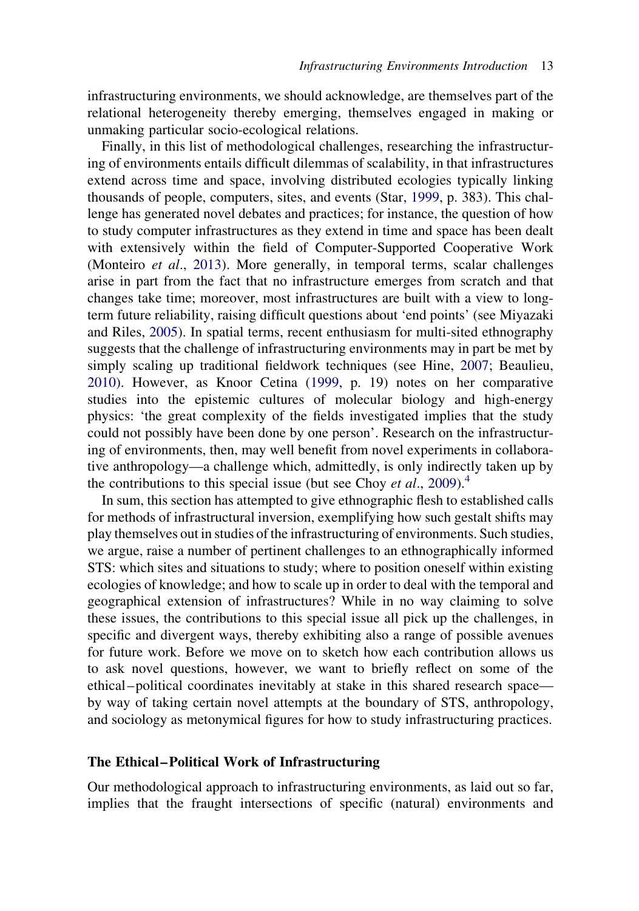infrastructuring environments, we should acknowledge, are themselves part of the relational heterogeneity thereby emerging, themselves engaged in making or unmaking particular socio-ecological relations.

Finally, in this list of methodological challenges, researching the infrastructuring of environments entails difficult dilemmas of scalability, in that infrastructures extend across time and space, involving distributed ecologies typically linking thousands of people, computers, sites, and events (Star, 1999, p. 383). This challenge has generated novel debates and practices; for instance, the question of how to study computer infrastructures as they extend in time and space has been dealt with extensively within the field of Computer-Supported Cooperative Work (Monteiro *et al*., 2013). More generally, in temporal terms, scalar challenges arise in part from the fact that no infrastructure emerges from scratch and that changes take time; moreover, most infrastructures are built with a view to long-term future reliability, raising difficult questions about 'end points' (see Miyazaki and Riles, 2005). In spatial terms, recent enthusiasm for multi-sited ethnography suggests that the challenge of infrastructuring environments may in part be met by simply scaling up traditional fieldwork techniques (see Hine, 2007; Beaulieu, 2010). However, as Knoor Cetina (1999, p. 19) notes on her comparative studies into the epistemic cultures of molecular biology and high-energy physics: 'the great complexity of the fields investigated implies that the study could not possibly have been done by one person'. Research on the infrastructuring of environments, then, may well benefit from novel experiments in collaborative anthropology—a challenge which, admittedly, is only indirectly taken up by the contributions to this special issue (but see Choy *et al*., 2009).[4]

In sum, this section has attempted to give ethnographic flesh to established calls for methods of infrastructural inversion, exemplifying how such gestalt shifts may play themselves out in studies of the infrastructuring of environments. Such studies, we argue, raise a number of pertinent challenges to an ethnographically informed STS: which sites and situations to study; where to position oneself within existing ecologies of knowledge; and how to scale up in order to deal with the temporal and geographical extension of infrastructures? While in no way claiming to solve these issues, the contributions to this special issue all pick up the challenges, in specific and divergent ways, thereby exhibiting also a range of possible avenues for future work. Before we move on to sketch how each contribution allows us to ask novel questions, however, we want to briefly reflect on some of the ethical–political coordinates inevitably at stake in this shared research space—by way of taking certain novel attempts at the boundary of STS, anthropology, and sociology as metonymical figures for how to study infrastructuring practices.

## The Ethical–Political Work of Infrastructuring

Our methodological approach to infrastructuring environments, as laid out so far, implies that the fraught intersections of specific (natural) environments and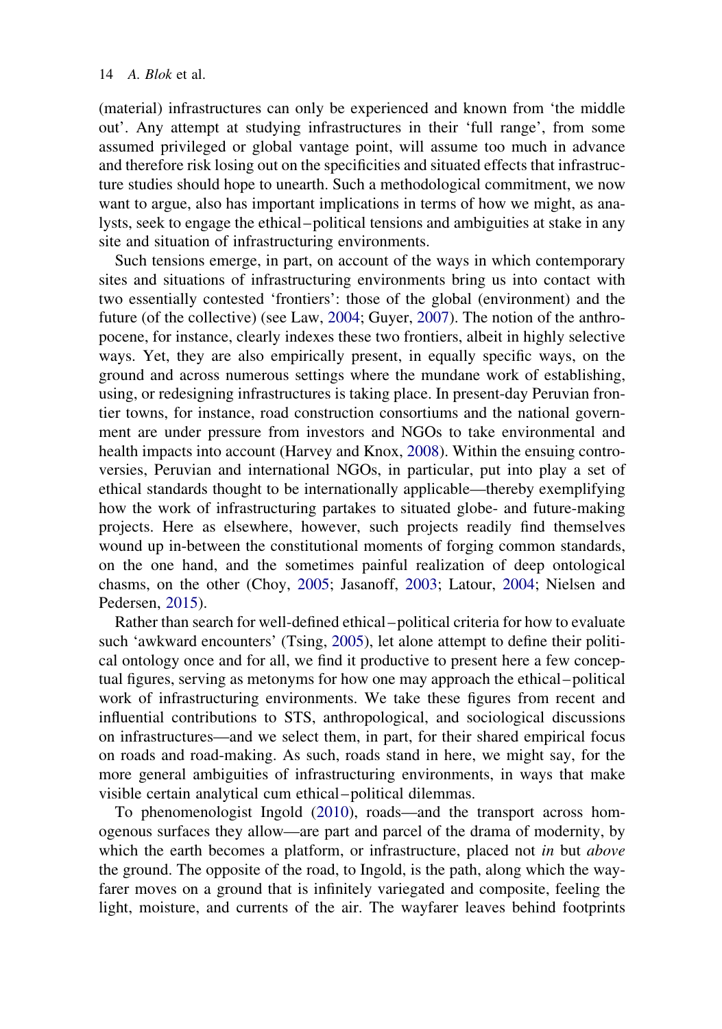(material) infrastructures can only be experienced and known from 'the middle out'. Any attempt at studying infrastructures in their 'full range', from some assumed privileged or global vantage point, will assume too much in advance and therefore risk losing out on the specificities and situated effects that infrastructure studies should hope to unearth. Such a methodological commitment, we now want to argue, also has important implications in terms of how we might, as analysts, seek to engage the ethical–political tensions and ambiguities at stake in any site and situation of infrastructuring environments.

Such tensions emerge, in part, on account of the ways in which contemporary sites and situations of infrastructuring environments bring us into contact with two essentially contested 'frontiers': those of the global (environment) and the future (of the collective) (see Law, 2004; Guyer, 2007). The notion of the anthropocene, for instance, clearly indexes these two frontiers, albeit in highly selective ways. Yet, they are also empirically present, in equally specific ways, on the ground and across numerous settings where the mundane work of establishing, using, or redesigning infrastructures is taking place. In present-day Peruvian frontier towns, for instance, road construction consortiums and the national government are under pressure from investors and NGOs to take environmental and health impacts into account (Harvey and Knox, 2008). Within the ensuing controversies, Peruvian and international NGOs, in particular, put into play a set of ethical standards thought to be internationally applicable—thereby exemplifying how the work of infrastructuring partakes to situated globe- and future-making projects. Here as elsewhere, however, such projects readily find themselves wound up in-between the constitutional moments of forging common standards, on the one hand, and the sometimes painful realization of deep ontological chasms, on the other (Choy, 2005; Jasanoff, 2003; Latour, 2004; Nielsen and Pedersen, 2015).

Rather than search for well-defined ethical–political criteria for how to evaluate such 'awkward encounters' (Tsing, 2005), let alone attempt to define their political ontology once and for all, we find it productive to present here a few conceptual figures, serving as metonyms for how one may approach the ethical–political work of infrastructuring environments. We take these figures from recent and influential contributions to STS, anthropological, and sociological discussions on infrastructures—and we select them, in part, for their shared empirical focus on roads and road-making. As such, roads stand in here, we might say, for the more general ambiguities of infrastructuring environments, in ways that make visible certain analytical cum ethical–political dilemmas.

To phenomenologist Ingold (2010), roads—and the transport across homogenous surfaces they allow—are part and parcel of the drama of modernity, by which the earth becomes a platform, or infrastructure, placed not *in* but *above* the ground. The opposite of the road, to Ingold, is the path, along which the wayfarer moves on a ground that is infinitely variegated and composite, feeling the light, moisture, and currents of the air. The wayfarer leaves behind footprints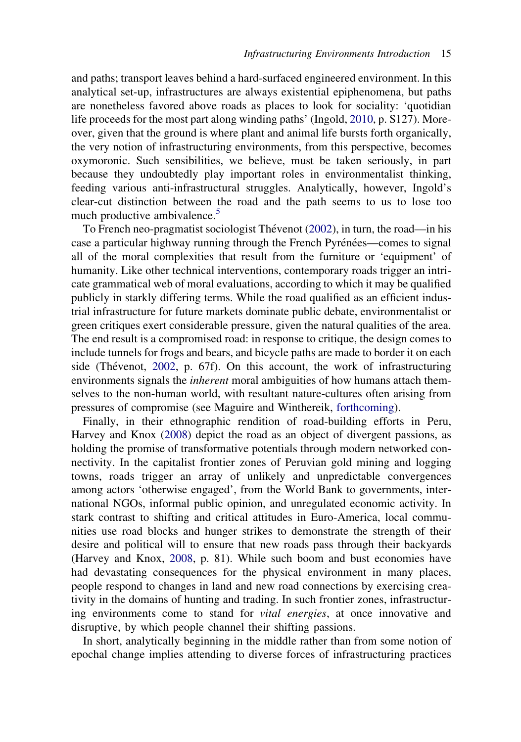and paths; transport leaves behind a hard-surfaced engineered environment. In this analytical set-up, infrastructures are always existential epiphenomena, but paths are nonetheless favored above roads as places to look for sociality: 'quotidian life proceeds for the most part along winding paths' (Ingold, 2010, p. S127). Moreover, given that the ground is where plant and animal life bursts forth organically, the very notion of infrastructuring environments, from this perspective, becomes oxymoronic. Such sensibilities, we believe, must be taken seriously, in part because they undoubtedly play important roles in environmentalist thinking, feeding various anti-infrastructural struggles. Analytically, however, Ingold's clear-cut distinction between the road and the path seems to us to lose too much productive ambivalence.[5]

To French neo-pragmatist sociologist Thévenot (2002), in turn, the road—in his case a particular highway running through the French Pyrénées—comes to signal all of the moral complexities that result from the furniture or 'equipment' of humanity. Like other technical interventions, contemporary roads trigger an intricate grammatical web of moral evaluations, according to which it may be qualified publicly in starkly differing terms. While the road qualified as an efficient industrial infrastructure for future markets dominate public debate, environmentalist or green critiques exert considerable pressure, given the natural qualities of the area. The end result is a compromised road: in response to critique, the design comes to include tunnels for frogs and bears, and bicycle paths are made to border it on each side (Thévenot, 2002, p. 67f). On this account, the work of infrastructuring environments signals the *inherent* moral ambiguities of how humans attach themselves to the non-human world, with resultant nature-cultures often arising from pressures of compromise (see Maguire and Winthereik, forthcoming).

Finally, in their ethnographic rendition of road-building efforts in Peru, Harvey and Knox (2008) depict the road as an object of divergent passions, as holding the promise of transformative potentials through modern networked connectivity. In the capitalist frontier zones of Peruvian gold mining and logging towns, roads trigger an array of unlikely and unpredictable convergences among actors 'otherwise engaged', from the World Bank to governments, international NGOs, informal public opinion, and unregulated economic activity. In stark contrast to shifting and critical attitudes in Euro-America, local communities use road blocks and hunger strikes to demonstrate the strength of their desire and political will to ensure that new roads pass through their backyards (Harvey and Knox, 2008, p. 81). While such boom and bust economies have had devastating consequences for the physical environment in many places, people respond to changes in land and new road connections by exercising creativity in the domains of hunting and trading. In such frontier zones, infrastructuring environments come to stand for *vital energies*, at once innovative and disruptive, by which people channel their shifting passions.

In short, analytically beginning in the middle rather than from some notion of epochal change implies attending to diverse forces of infrastructuring practices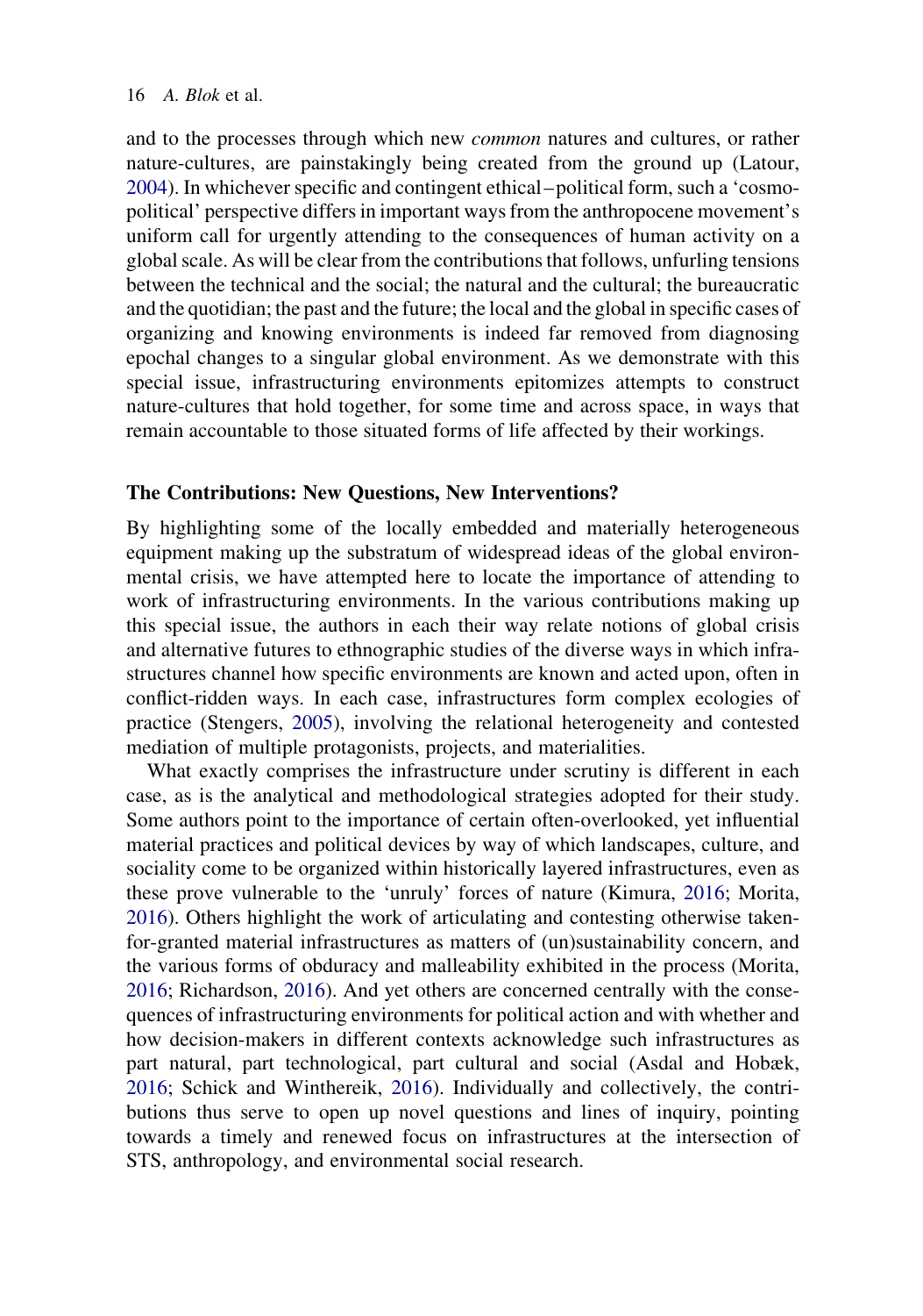and to the processes through which new *common* natures and cultures, or rather nature-cultures, are painstakingly being created from the ground up (Latour, 2004). In whichever specific and contingent ethical–political form, such a 'cosmopolitical' perspective differs in important ways from the anthropocene movement's uniform call for urgently attending to the consequences of human activity on a global scale. As will be clear from the contributions that follows, unfurling tensions between the technical and the social; the natural and the cultural; the bureaucratic and the quotidian; the past and the future; the local and the global in specific cases of organizing and knowing environments is indeed far removed from diagnosing epochal changes to a singular global environment. As we demonstrate with this special issue, infrastructuring environments epitomizes attempts to construct nature-cultures that hold together, for some time and across space, in ways that remain accountable to those situated forms of life affected by their workings.

## The Contributions: New Questions, New Interventions?

By highlighting some of the locally embedded and materially heterogeneous equipment making up the substratum of widespread ideas of the global environmental crisis, we have attempted here to locate the importance of attending to work of infrastructuring environments. In the various contributions making up this special issue, the authors in each their way relate notions of global crisis and alternative futures to ethnographic studies of the diverse ways in which infrastructures channel how specific environments are known and acted upon, often in conflict-ridden ways. In each case, infrastructures form complex ecologies of practice (Stengers, 2005), involving the relational heterogeneity and contested mediation of multiple protagonists, projects, and materialities.

What exactly comprises the infrastructure under scrutiny is different in each case, as is the analytical and methodological strategies adopted for their study. Some authors point to the importance of certain often-overlooked, yet influential material practices and political devices by way of which landscapes, culture, and sociality come to be organized within historically layered infrastructures, even as these prove vulnerable to the 'unruly' forces of nature (Kimura, 2016; Morita, 2016). Others highlight the work of articulating and contesting otherwise taken-for-granted material infrastructures as matters of (un)sustainability concern, and the various forms of obduracy and malleability exhibited in the process (Morita, 2016; Richardson, 2016). And yet others are concerned centrally with the consequences of infrastructuring environments for political action and with whether and how decision-makers in different contexts acknowledge such infrastructures as part natural, part technological, part cultural and social (Asdal and Hobæk, 2016; Schick and Winthereik, 2016). Individually and collectively, the contributions thus serve to open up novel questions and lines of inquiry, pointing towards a timely and renewed focus on infrastructures at the intersection of STS, anthropology, and environmental social research.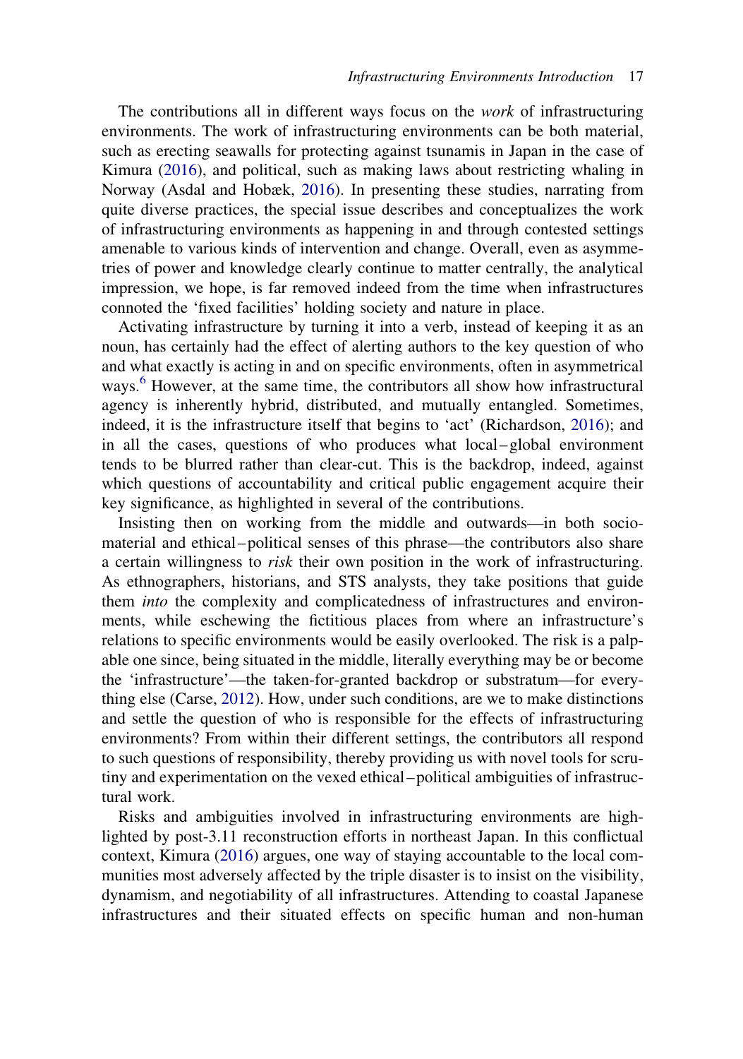The contributions all in different ways focus on the *work* of infrastructuring environments. The work of infrastructuring environments can be both material, such as erecting seawalls for protecting against tsunamis in Japan in the case of Kimura (2016), and political, such as making laws about restricting whaling in Norway (Asdal and Hobæk, 2016). In presenting these studies, narrating from quite diverse practices, the special issue describes and conceptualizes the work of infrastructuring environments as happening in and through contested settings amenable to various kinds of intervention and change. Overall, even as asymmetries of power and knowledge clearly continue to matter centrally, the analytical impression, we hope, is far removed indeed from the time when infrastructures connoted the 'fixed facilities' holding society and nature in place.

Activating infrastructure by turning it into a verb, instead of keeping it as an noun, has certainly had the effect of alerting authors to the key question of who and what exactly is acting in and on specific environments, often in asymmetrical ways.[6] However, at the same time, the contributors all show how infrastructural agency is inherently hybrid, distributed, and mutually entangled. Sometimes, indeed, it is the infrastructure itself that begins to 'act' (Richardson, 2016); and in all the cases, questions of who produces what local–global environment tends to be blurred rather than clear-cut. This is the backdrop, indeed, against which questions of accountability and critical public engagement acquire their key significance, as highlighted in several of the contributions.

Insisting then on working from the middle and outwards—in both socio-material and ethical–political senses of this phrase—the contributors also share a certain willingness to *risk* their own position in the work of infrastructuring. As ethnographers, historians, and STS analysts, they take positions that guide them *into* the complexity and complicatedness of infrastructures and environments, while eschewing the fictitious places from where an infrastructure's relations to specific environments would be easily overlooked. The risk is a palpable one since, being situated in the middle, literally everything may be or become the 'infrastructure'—the taken-for-granted backdrop or substratum—for everything else (Carse, 2012). How, under such conditions, are we to make distinctions and settle the question of who is responsible for the effects of infrastructuring environments? From within their different settings, the contributors all respond to such questions of responsibility, thereby providing us with novel tools for scrutiny and experimentation on the vexed ethical–political ambiguities of infrastructural work.

Risks and ambiguities involved in infrastructuring environments are highlighted by post-3.11 reconstruction efforts in northeast Japan. In this conflictual context, Kimura (2016) argues, one way of staying accountable to the local communities most adversely affected by the triple disaster is to insist on the visibility, dynamism, and negotiability of all infrastructures. Attending to coastal Japanese infrastructures and their situated effects on specific human and non-human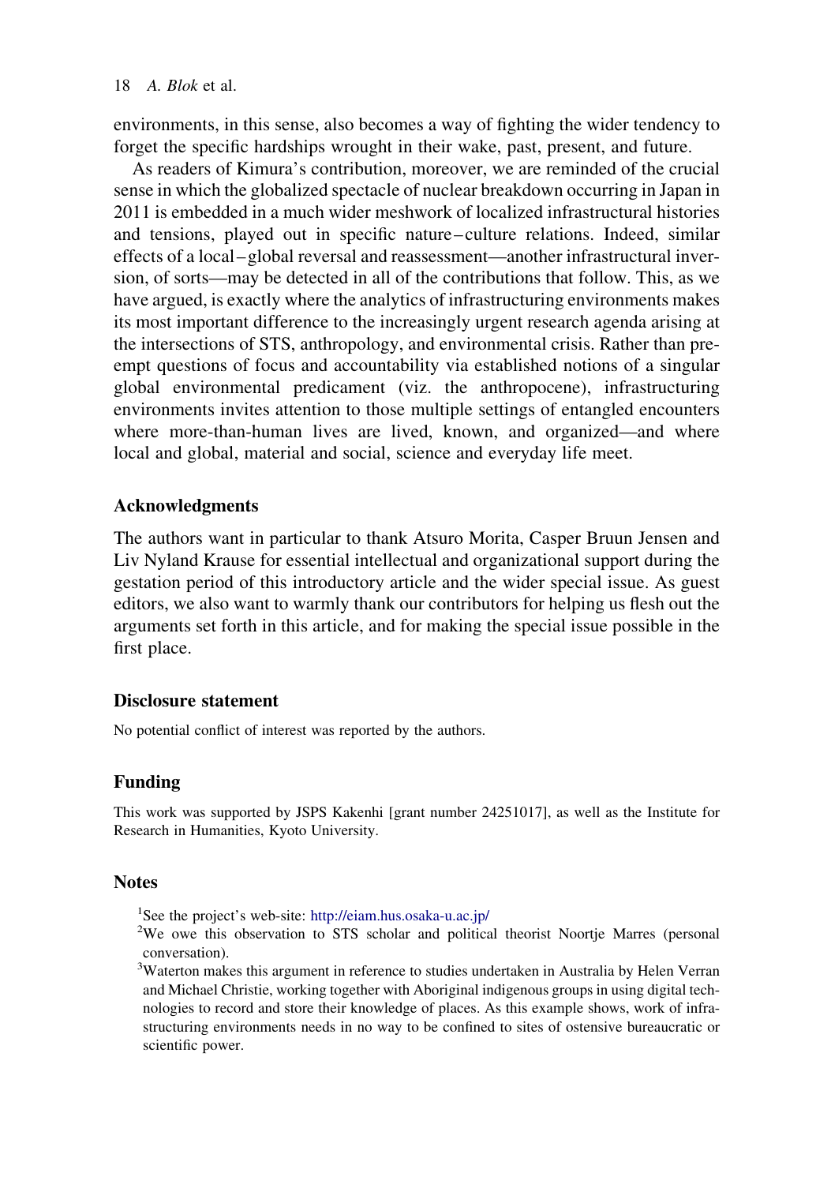environments, in this sense, also becomes a way of fighting the wider tendency to forget the specific hardships wrought in their wake, past, present, and future.

As readers of Kimura's contribution, moreover, we are reminded of the crucial sense in which the globalized spectacle of nuclear breakdown occurring in Japan in 2011 is embedded in a much wider meshwork of localized infrastructural histories and tensions, played out in specific nature–culture relations. Indeed, similar effects of a local–global reversal and reassessment—another infrastructural inversion, of sorts—may be detected in all of the contributions that follow. This, as we have argued, is exactly where the analytics of infrastructuring environments makes its most important difference to the increasingly urgent research agenda arising at the intersections of STS, anthropology, and environmental crisis. Rather than preempt questions of focus and accountability via established notions of a singular global environmental predicament (viz. the anthropocene), infrastructuring environments invites attention to those multiple settings of entangled encounters where more-than-human lives are lived, known, and organized—and where local and global, material and social, science and everyday life meet.

## Acknowledgments

The authors want in particular to thank Atsuro Morita, Casper Bruun Jensen and Liv Nyland Krause for essential intellectual and organizational support during the gestation period of this introductory article and the wider special issue. As guest editors, we also want to warmly thank our contributors for helping us flesh out the arguments set forth in this article, and for making the special issue possible in the first place.

## Disclosure statement

No potential conflict of interest was reported by the authors.

## Funding

This work was supported by JSPS Kakenhi [grant number 24251017], as well as the Institute for Research in Humanities, Kyoto University.

## Notes

[1]See the project's web-site: http://eiam.hus.osaka-u.ac.jp/

[2]We owe this observation to STS scholar and political theorist Noortje Marres (personal conversation).

[3]Waterton makes this argument in reference to studies undertaken in Australia by Helen Verran and Michael Christie, working together with Aboriginal indigenous groups in using digital technologies to record and store their knowledge of places. As this example shows, work of infrastructuring environments needs in no way to be confined to sites of ostensive bureaucratic or scientific power.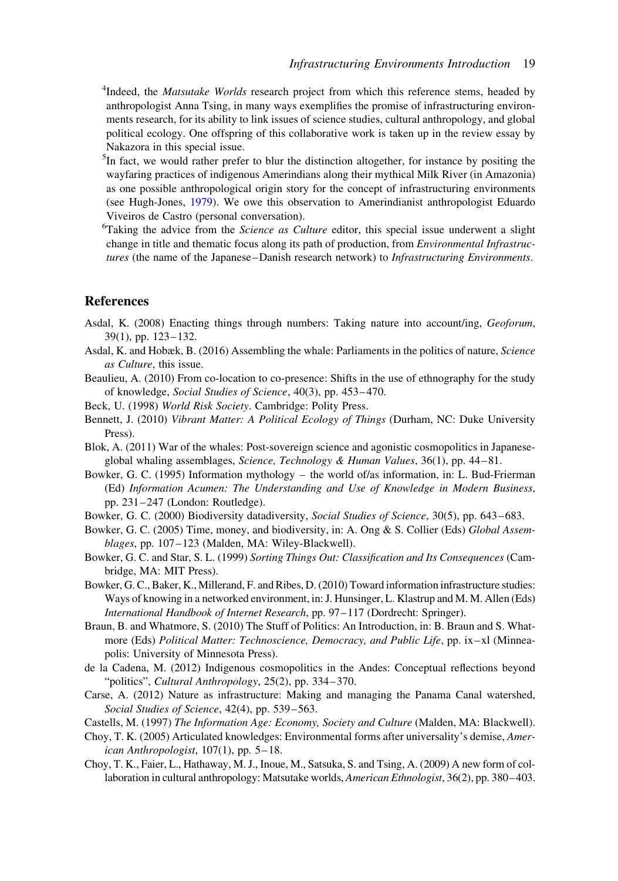[4]Indeed, the *Matsutake Worlds* research project from which this reference stems, headed by anthropologist Anna Tsing, in many ways exemplifies the promise of infrastructuring environments research, for its ability to link issues of science studies, cultural anthropology, and global political ecology. One offspring of this collaborative work is taken up in the review essay by Nakazora in this special issue.

[5]In fact, we would rather prefer to blur the distinction altogether, for instance by positing the wayfaring practices of indigenous Amerindians along their mythical Milk River (in Amazonia) as one possible anthropological origin story for the concept of infrastructuring environments (see Hugh-Jones, 1979). We owe this observation to Amerindianist anthropologist Eduardo Viveiros de Castro (personal conversation).

[6]Taking the advice from the *Science as Culture* editor, this special issue underwent a slight change in title and thematic focus along its path of production, from *Environmental Infrastructures* (the name of the Japanese–Danish research network) to *Infrastructuring Environments*.

## References

Asdal, K. (2008) Enacting things through numbers: Taking nature into account/ing, *Geoforum*, 39(1), pp. 123–132.

Asdal, K. and Hobæk, B. (2016) Assembling the whale: Parliaments in the politics of nature, *Science as Culture*, this issue.

Beaulieu, A. (2010) From co-location to co-presence: Shifts in the use of ethnography for the study of knowledge, *Social Studies of Science*, 40(3), pp. 453–470.

Beck, U. (1998) *World Risk Society*. Cambridge: Polity Press.

Bennett, J. (2010) *Vibrant Matter: A Political Ecology of Things* (Durham, NC: Duke University Press).

Blok, A. (2011) War of the whales: Post-sovereign science and agonistic cosmopolitics in Japanese-global whaling assemblages, *Science, Technology & Human Values*, 36(1), pp. 44–81.

Bowker, G. C. (1995) Information mythology – the world of/as information, in: L. Bud-Frierman (Ed) *Information Acumen: The Understanding and Use of Knowledge in Modern Business*, pp. 231–247 (London: Routledge).

Bowker, G. C. (2000) Biodiversity datadiversity, *Social Studies of Science*, 30(5), pp. 643–683.

Bowker, G. C. (2005) Time, money, and biodiversity, in: A. Ong & S. Collier (Eds) *Global Assemblages*, pp. 107–123 (Malden, MA: Wiley-Blackwell).

Bowker, G. C. and Star, S. L. (1999) *Sorting Things Out: Classification and Its Consequences* (Cambridge, MA: MIT Press).

Bowker, G. C., Baker, K., Millerand, F. and Ribes, D. (2010) Toward information infrastructure studies: Ways of knowing in a networked environment, in: J. Hunsinger, L. Klastrup and M. M. Allen (Eds) *International Handbook of Internet Research*, pp. 97–117 (Dordrecht: Springer).

Braun, B. and Whatmore, S. (2010) The Stuff of Politics: An Introduction, in: B. Braun and S. Whatmore (Eds) *Political Matter: Technoscience, Democracy, and Public Life*, pp. ix–xl (Minneapolis: University of Minnesota Press).

de la Cadena, M. (2012) Indigenous cosmopolitics in the Andes: Conceptual reflections beyond "politics", *Cultural Anthropology*, 25(2), pp. 334–370.

Carse, A. (2012) Nature as infrastructure: Making and managing the Panama Canal watershed, *Social Studies of Science*, 42(4), pp. 539–563.

Castells, M. (1997) *The Information Age: Economy, Society and Culture* (Malden, MA: Blackwell).

Choy, T. K. (2005) Articulated knowledges: Environmental forms after universality's demise, *American Anthropologist*, 107(1), pp. 5–18.

Choy, T. K., Faier, L., Hathaway, M. J., Inoue, M., Satsuka, S. and Tsing, A. (2009) A new form of collaboration in cultural anthropology: Matsutake worlds, *American Ethnologist*, 36(2), pp. 380–403.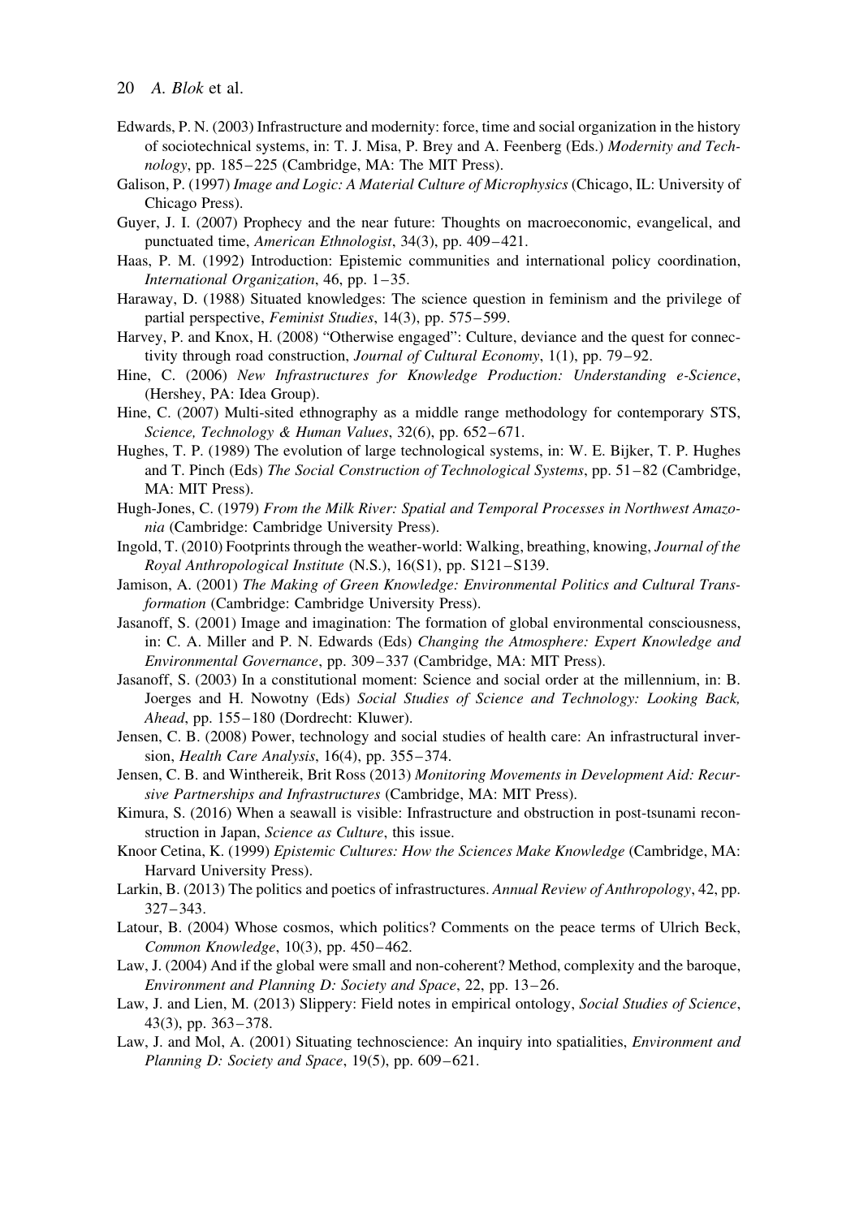Edwards, P. N. (2003) Infrastructure and modernity: force, time and social organization in the history of sociotechnical systems, in: T. J. Misa, P. Brey and A. Feenberg (Eds.) *Modernity and Technology*, pp. 185–225 (Cambridge, MA: The MIT Press).

Galison, P. (1997) *Image and Logic: A Material Culture of Microphysics* (Chicago, IL: University of Chicago Press).

Guyer, J. I. (2007) Prophecy and the near future: Thoughts on macroeconomic, evangelical, and punctuated time, *American Ethnologist*, 34(3), pp. 409–421.

Haas, P. M. (1992) Introduction: Epistemic communities and international policy coordination, *International Organization*, 46, pp. 1–35.

Haraway, D. (1988) Situated knowledges: The science question in feminism and the privilege of partial perspective, *Feminist Studies*, 14(3), pp. 575–599.

Harvey, P. and Knox, H. (2008) "Otherwise engaged": Culture, deviance and the quest for connectivity through road construction, *Journal of Cultural Economy*, 1(1), pp. 79–92.

Hine, C. (2006) *New Infrastructures for Knowledge Production: Understanding e-Science*, (Hershey, PA: Idea Group).

Hine, C. (2007) Multi-sited ethnography as a middle range methodology for contemporary STS, *Science, Technology & Human Values*, 32(6), pp. 652–671.

Hughes, T. P. (1989) The evolution of large technological systems, in: W. E. Bijker, T. P. Hughes and T. Pinch (Eds) *The Social Construction of Technological Systems*, pp. 51–82 (Cambridge, MA: MIT Press).

Hugh-Jones, C. (1979) *From the Milk River: Spatial and Temporal Processes in Northwest Amazonia* (Cambridge: Cambridge University Press).

Ingold, T. (2010) Footprints through the weather-world: Walking, breathing, knowing, *Journal of the Royal Anthropological Institute* (N.S.), 16(S1), pp. S121–S139.

Jamison, A. (2001) *The Making of Green Knowledge: Environmental Politics and Cultural Transformation* (Cambridge: Cambridge University Press).

Jasanoff, S. (2001) Image and imagination: The formation of global environmental consciousness, in: C. A. Miller and P. N. Edwards (Eds) *Changing the Atmosphere: Expert Knowledge and Environmental Governance*, pp. 309–337 (Cambridge, MA: MIT Press).

Jasanoff, S. (2003) In a constitutional moment: Science and social order at the millennium, in: B. Joerges and H. Nowotny (Eds) *Social Studies of Science and Technology: Looking Back, Ahead*, pp. 155–180 (Dordrecht: Kluwer).

Jensen, C. B. (2008) Power, technology and social studies of health care: An infrastructural inversion, *Health Care Analysis*, 16(4), pp. 355–374.

Jensen, C. B. and Winthereik, Brit Ross (2013) *Monitoring Movements in Development Aid: Recursive Partnerships and Infrastructures* (Cambridge, MA: MIT Press).

Kimura, S. (2016) When a seawall is visible: Infrastructure and obstruction in post-tsunami reconstruction in Japan, *Science as Culture*, this issue.

Knoor Cetina, K. (1999) *Epistemic Cultures: How the Sciences Make Knowledge* (Cambridge, MA: Harvard University Press).

Larkin, B. (2013) The politics and poetics of infrastructures. *Annual Review of Anthropology*, 42, pp. 327–343.

Latour, B. (2004) Whose cosmos, which politics? Comments on the peace terms of Ulrich Beck, *Common Knowledge*, 10(3), pp. 450–462.

Law, J. (2004) And if the global were small and non-coherent? Method, complexity and the baroque, *Environment and Planning D: Society and Space*, 22, pp. 13–26.

Law, J. and Lien, M. (2013) Slippery: Field notes in empirical ontology, *Social Studies of Science*, 43(3), pp. 363–378.

Law, J. and Mol, A. (2001) Situating technoscience: An inquiry into spatialities, *Environment and Planning D: Society and Space*, 19(5), pp. 609–621.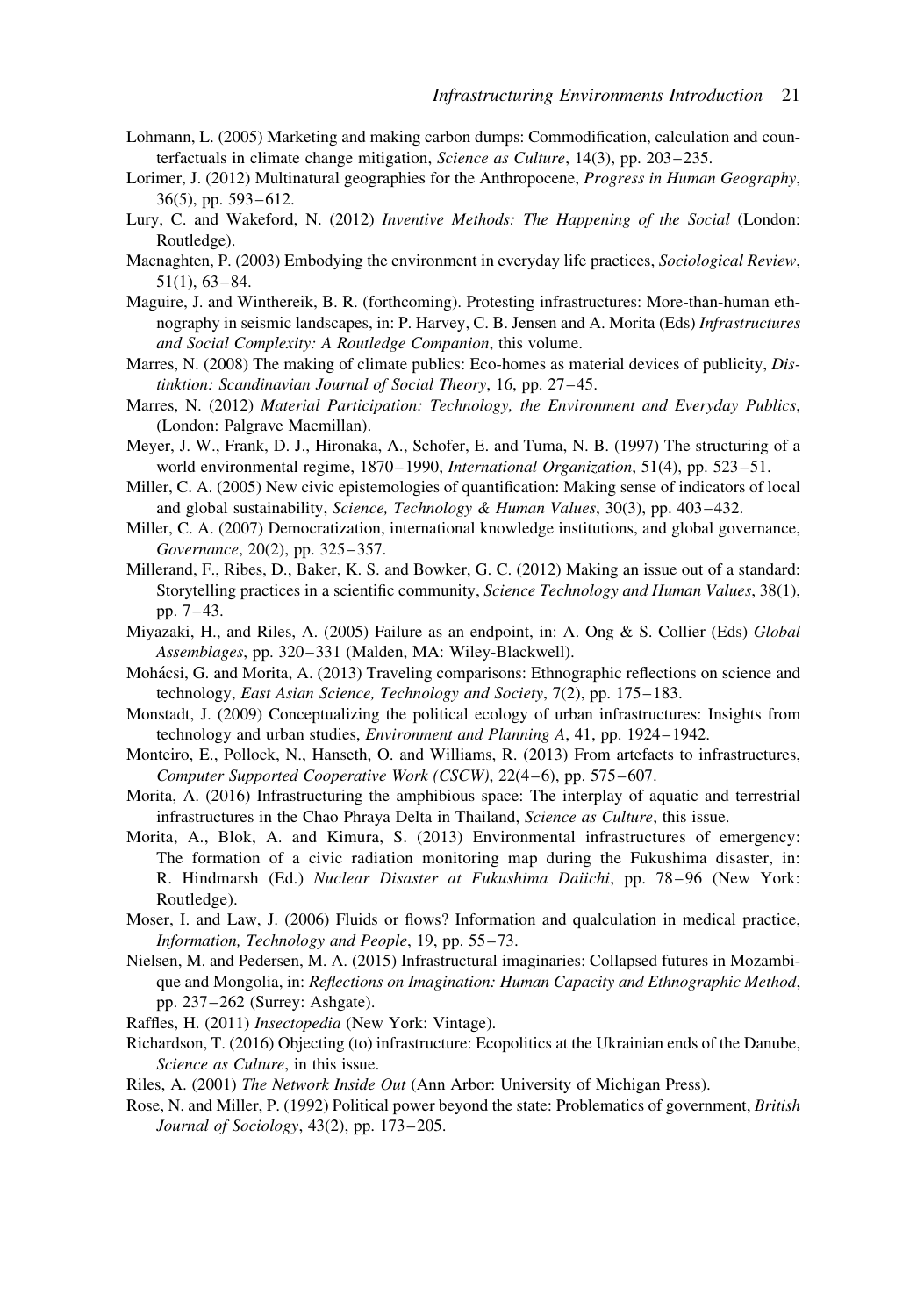Lohmann, L. (2005) Marketing and making carbon dumps: Commodification, calculation and counterfactuals in climate change mitigation, *Science as Culture*, 14(3), pp. 203–235.

Lorimer, J. (2012) Multinatural geographies for the Anthropocene, *Progress in Human Geography*, 36(5), pp. 593–612.

Lury, C. and Wakeford, N. (2012) *Inventive Methods: The Happening of the Social* (London: Routledge).

Macnaghten, P. (2003) Embodying the environment in everyday life practices, *Sociological Review*, 51(1), 63–84.

Maguire, J. and Winthereik, B. R. (forthcoming). Protesting infrastructures: More-than-human ethnography in seismic landscapes, in: P. Harvey, C. B. Jensen and A. Morita (Eds) *Infrastructures and Social Complexity: A Routledge Companion*, this volume.

Marres, N. (2008) The making of climate publics: Eco-homes as material devices of publicity, *Distinktion: Scandinavian Journal of Social Theory*, 16, pp. 27–45.

Marres, N. (2012) *Material Participation: Technology, the Environment and Everyday Publics*, (London: Palgrave Macmillan).

Meyer, J. W., Frank, D. J., Hironaka, A., Schofer, E. and Tuma, N. B. (1997) The structuring of a world environmental regime, 1870–1990, *International Organization*, 51(4), pp. 523–51.

Miller, C. A. (2005) New civic epistemologies of quantification: Making sense of indicators of local and global sustainability, *Science, Technology & Human Values*, 30(3), pp. 403–432.

Miller, C. A. (2007) Democratization, international knowledge institutions, and global governance, *Governance*, 20(2), pp. 325–357.

Millerand, F., Ribes, D., Baker, K. S. and Bowker, G. C. (2012) Making an issue out of a standard: Storytelling practices in a scientific community, *Science Technology and Human Values*, 38(1), pp. 7–43.

Miyazaki, H., and Riles, A. (2005) Failure as an endpoint, in: A. Ong & S. Collier (Eds) *Global Assemblages*, pp. 320–331 (Malden, MA: Wiley-Blackwell).

Mohácsi, G. and Morita, A. (2013) Traveling comparisons: Ethnographic reflections on science and technology, *East Asian Science, Technology and Society*, 7(2), pp. 175–183.

Monstadt, J. (2009) Conceptualizing the political ecology of urban infrastructures: Insights from technology and urban studies, *Environment and Planning A*, 41, pp. 1924–1942.

Monteiro, E., Pollock, N., Hanseth, O. and Williams, R. (2013) From artefacts to infrastructures, *Computer Supported Cooperative Work (CSCW)*, 22(4–6), pp. 575–607.

Morita, A. (2016) Infrastructuring the amphibious space: The interplay of aquatic and terrestrial infrastructures in the Chao Phraya Delta in Thailand, *Science as Culture*, this issue.

Morita, A., Blok, A. and Kimura, S. (2013) Environmental infrastructures of emergency: The formation of a civic radiation monitoring map during the Fukushima disaster, in: R. Hindmarsh (Ed.) *Nuclear Disaster at Fukushima Daiichi*, pp. 78–96 (New York: Routledge).

Moser, I. and Law, J. (2006) Fluids or flows? Information and qualculation in medical practice, *Information, Technology and People*, 19, pp. 55–73.

Nielsen, M. and Pedersen, M. A. (2015) Infrastructural imaginaries: Collapsed futures in Mozambique and Mongolia, in: *Reflections on Imagination: Human Capacity and Ethnographic Method*, pp. 237–262 (Surrey: Ashgate).

Raffles, H. (2011) *Insectopedia* (New York: Vintage).

Richardson, T. (2016) Objecting (to) infrastructure: Ecopolitics at the Ukrainian ends of the Danube, *Science as Culture*, in this issue.

Riles, A. (2001) *The Network Inside Out* (Ann Arbor: University of Michigan Press).

Rose, N. and Miller, P. (1992) Political power beyond the state: Problematics of government, *British Journal of Sociology*, 43(2), pp. 173–205.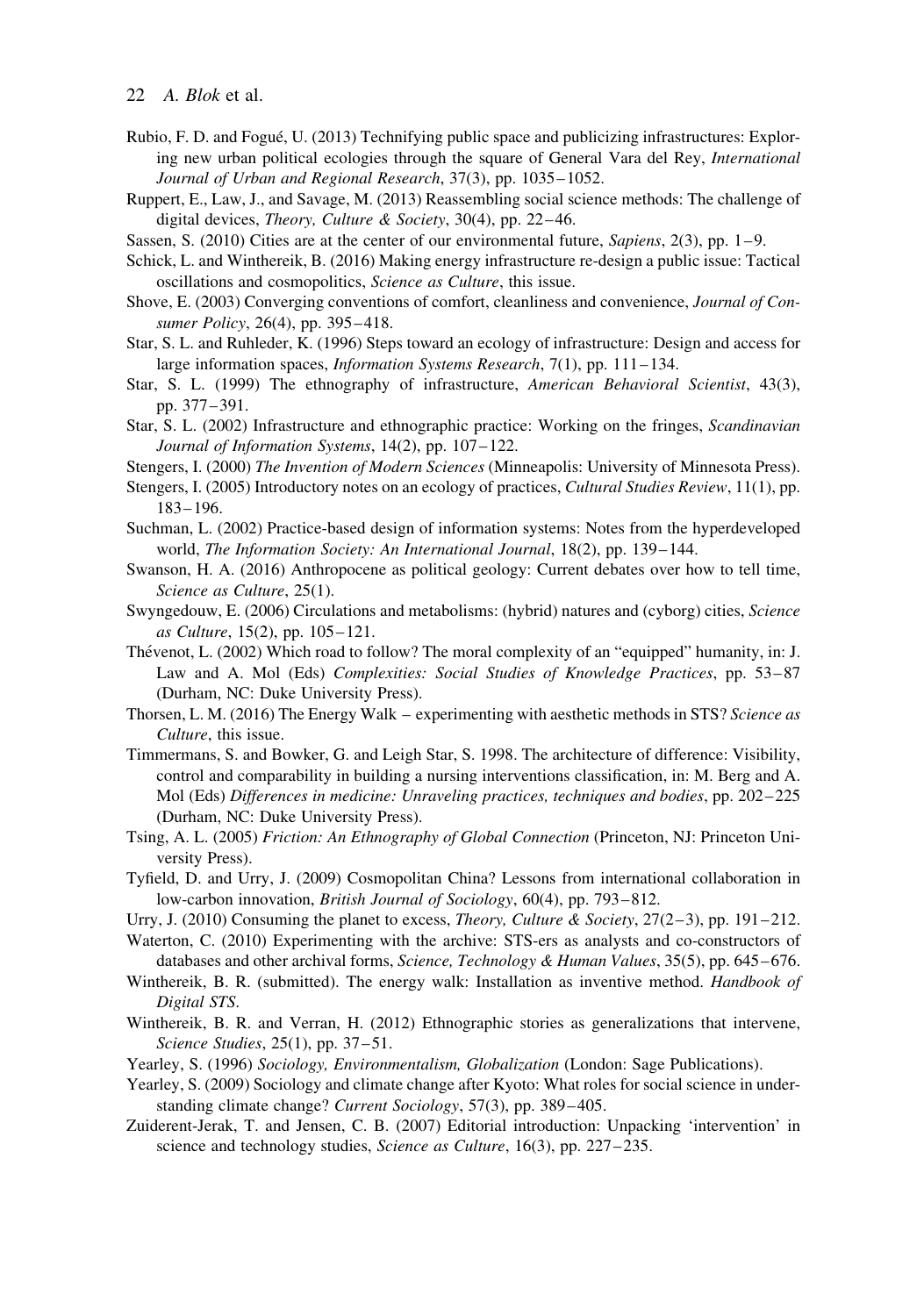Rubio, F. D. and Fogué, U. (2013) Technifying public space and publicizing infrastructures: Exploring new urban political ecologies through the square of General Vara del Rey, *International Journal of Urban and Regional Research*, 37(3), pp. 1035–1052.

Ruppert, E., Law, J., and Savage, M. (2013) Reassembling social science methods: The challenge of digital devices, *Theory, Culture & Society*, 30(4), pp. 22–46.

Sassen, S. (2010) Cities are at the center of our environmental future, *Sapiens*, 2(3), pp. 1–9.

Schick, L. and Winthereik, B. (2016) Making energy infrastructure re-design a public issue: Tactical oscillations and cosmopolitics, *Science as Culture*, this issue.

Shove, E. (2003) Converging conventions of comfort, cleanliness and convenience, *Journal of Consumer Policy*, 26(4), pp. 395–418.

Star, S. L. and Ruhleder, K. (1996) Steps toward an ecology of infrastructure: Design and access for large information spaces, *Information Systems Research*, 7(1), pp. 111–134.

Star, S. L. (1999) The ethnography of infrastructure, *American Behavioral Scientist*, 43(3), pp. 377–391.

Star, S. L. (2002) Infrastructure and ethnographic practice: Working on the fringes, *Scandinavian Journal of Information Systems*, 14(2), pp. 107–122.

Stengers, I. (2000) *The Invention of Modern Sciences* (Minneapolis: University of Minnesota Press).

Stengers, I. (2005) Introductory notes on an ecology of practices, *Cultural Studies Review*, 11(1), pp. 183–196.

Suchman, L. (2002) Practice-based design of information systems: Notes from the hyperdeveloped world, *The Information Society: An International Journal*, 18(2), pp. 139–144.

Swanson, H. A. (2016) Anthropocene as political geology: Current debates over how to tell time, *Science as Culture*, 25(1).

Swyngedouw, E. (2006) Circulations and metabolisms: (hybrid) natures and (cyborg) cities, *Science as Culture*, 15(2), pp. 105–121.

Thévenot, L. (2002) Which road to follow? The moral complexity of an "equipped" humanity, in: J. Law and A. Mol (Eds) *Complexities: Social Studies of Knowledge Practices*, pp. 53–87 (Durham, NC: Duke University Press).

Thorsen, L. M. (2016) The Energy Walk – experimenting with aesthetic methods in STS? *Science as Culture*, this issue.

Timmermans, S. and Bowker, G. and Leigh Star, S. 1998. The architecture of difference: Visibility, control and comparability in building a nursing interventions classification, in: M. Berg and A. Mol (Eds) *Differences in medicine: Unraveling practices, techniques and bodies*, pp. 202–225 (Durham, NC: Duke University Press).

Tsing, A. L. (2005) *Friction: An Ethnography of Global Connection* (Princeton, NJ: Princeton University Press).

Tyfield, D. and Urry, J. (2009) Cosmopolitan China? Lessons from international collaboration in low-carbon innovation, *British Journal of Sociology*, 60(4), pp. 793–812.

Urry, J. (2010) Consuming the planet to excess, *Theory, Culture & Society*, 27(2–3), pp. 191–212.

Waterton, C. (2010) Experimenting with the archive: STS-ers as analysts and co-constructors of databases and other archival forms, *Science, Technology & Human Values*, 35(5), pp. 645–676.

Winthereik, B. R. (submitted). The energy walk: Installation as inventive method. *Handbook of Digital STS*.

Winthereik, B. R. and Verran, H. (2012) Ethnographic stories as generalizations that intervene, *Science Studies*, 25(1), pp. 37–51.

Yearley, S. (1996) *Sociology, Environmentalism, Globalization* (London: Sage Publications).

Yearley, S. (2009) Sociology and climate change after Kyoto: What roles for social science in understanding climate change? *Current Sociology*, 57(3), pp. 389–405.

Zuiderent-Jerak, T. and Jensen, C. B. (2007) Editorial introduction: Unpacking 'intervention' in science and technology studies, *Science as Culture*, 16(3), pp. 227–235.